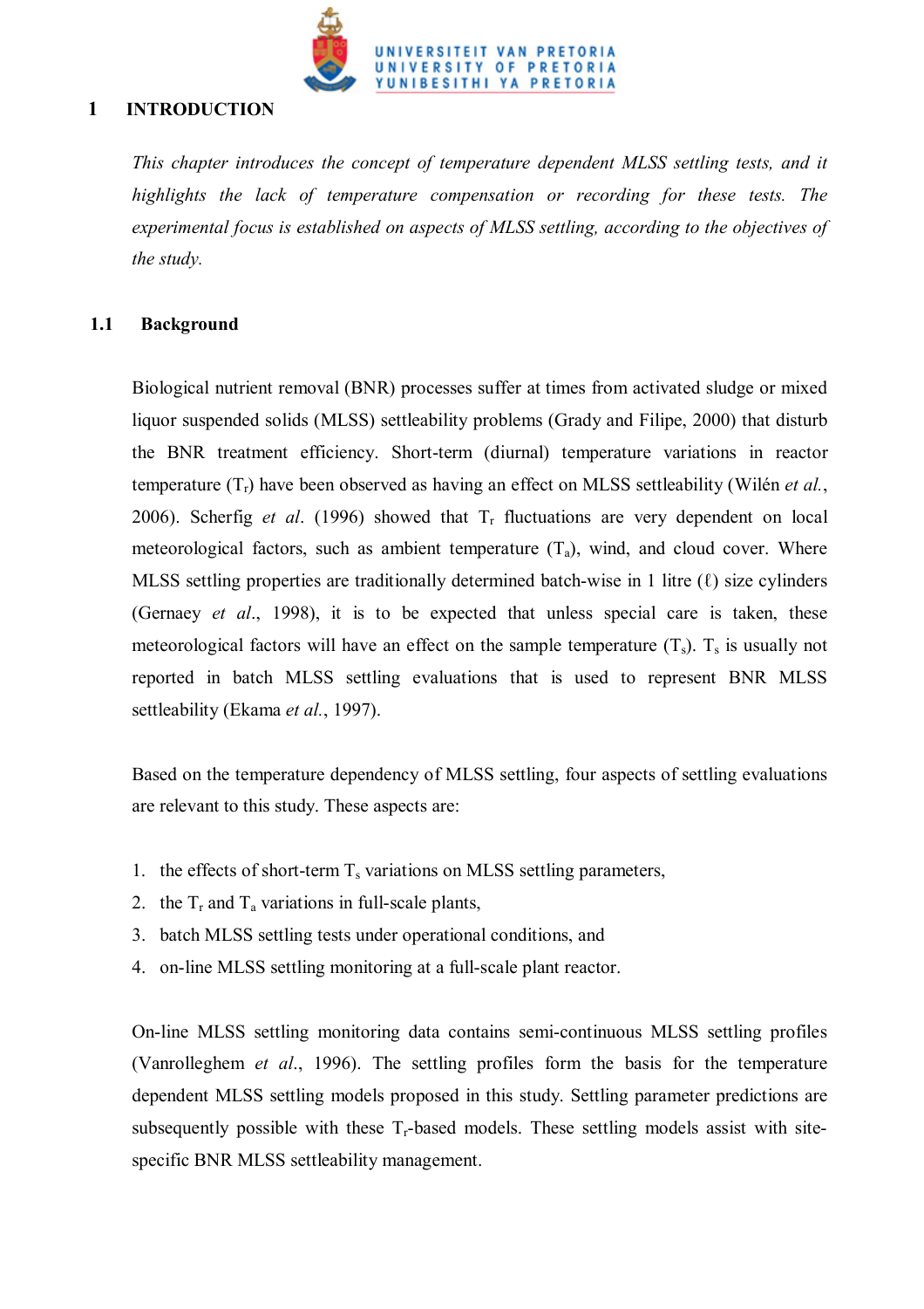# 1 INTRODUCTION

*This chapter introduces the concept of temperature dependent MLSS settling tests, and it highlights the lack of temperature compensation or recording for these tests. The experimental focus is established on aspects of MLSS settling, according to the objectives of the study.*

## 1.1 Background

Biological nutrient removal (BNR) processes suffer at times from activated sludge or mixed liquor suspended solids (MLSS) settleability problems (Grady and Filipe, 2000) that disturb the BNR treatment efficiency. Short-term (diurnal) temperature variations in reactor temperature ($T_r$) have been observed as having an effect on MLSS settleability (Wilén *et al.*, 2006). Scherfig *et al*. (1996) showed that $T_r$ fluctuations are very dependent on local meteorological factors, such as ambient temperature ($T_a$), wind, and cloud cover. Where MLSS settling properties are traditionally determined batch-wise in 1 litre (ℓ) size cylinders (Gernaey *et al*., 1998), it is to be expected that unless special care is taken, these meteorological factors will have an effect on the sample temperature ($T_s$). $T_s$ is usually not reported in batch MLSS settling evaluations that is used to represent BNR MLSS settleability (Ekama *et al.*, 1997).

Based on the temperature dependency of MLSS settling, four aspects of settling evaluations are relevant to this study. These aspects are:

1. the effects of short-term $T_s$ variations on MLSS settling parameters,
2. the $T_r$ and $T_a$ variations in full-scale plants,
3. batch MLSS settling tests under operational conditions, and
4. on-line MLSS settling monitoring at a full-scale plant reactor.

On-line MLSS settling monitoring data contains semi-continuous MLSS settling profiles (Vanrolleghem *et al*., 1996). The settling profiles form the basis for the temperature dependent MLSS settling models proposed in this study. Settling parameter predictions are subsequently possible with these $T_r$-based models. These settling models assist with site-specific BNR MLSS settleability management.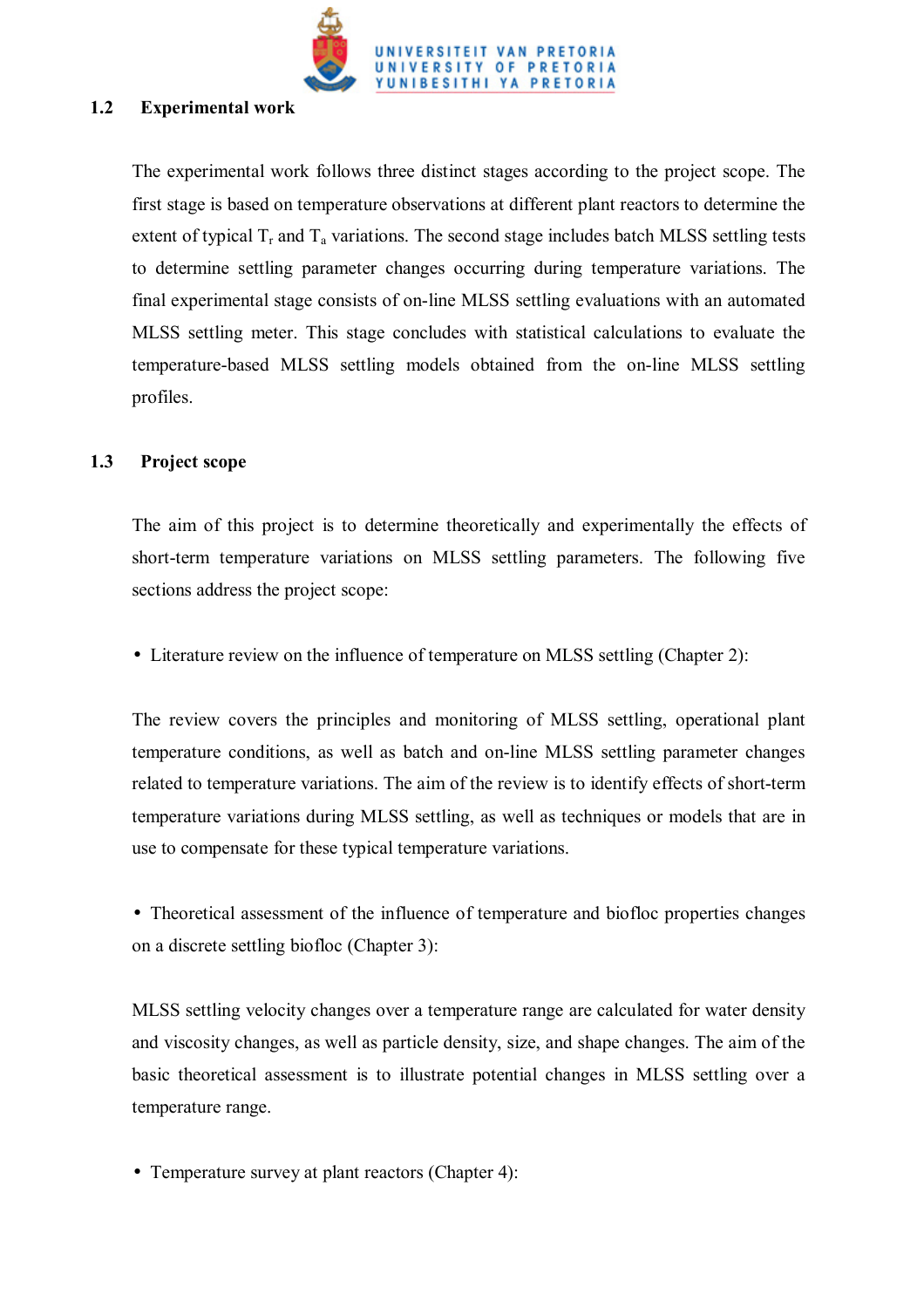## 1.2 Experimental work

The experimental work follows three distinct stages according to the project scope. The first stage is based on temperature observations at different plant reactors to determine the extent of typical $T_r$ and $T_a$ variations. The second stage includes batch MLSS settling tests to determine settling parameter changes occurring during temperature variations. The final experimental stage consists of on-line MLSS settling evaluations with an automated MLSS settling meter. This stage concludes with statistical calculations to evaluate the temperature-based MLSS settling models obtained from the on-line MLSS settling profiles.

## 1.3 Project scope

The aim of this project is to determine theoretically and experimentally the effects of short-term temperature variations on MLSS settling parameters. The following five sections address the project scope:

- Literature review on the influence of temperature on MLSS settling (Chapter 2):

The review covers the principles and monitoring of MLSS settling, operational plant temperature conditions, as well as batch and on-line MLSS settling parameter changes related to temperature variations. The aim of the review is to identify effects of short-term temperature variations during MLSS settling, as well as techniques or models that are in use to compensate for these typical temperature variations.

- Theoretical assessment of the influence of temperature and biofloc properties changes on a discrete settling biofloc (Chapter 3):

MLSS settling velocity changes over a temperature range are calculated for water density and viscosity changes, as well as particle density, size, and shape changes. The aim of the basic theoretical assessment is to illustrate potential changes in MLSS settling over a temperature range.

- Temperature survey at plant reactors (Chapter 4):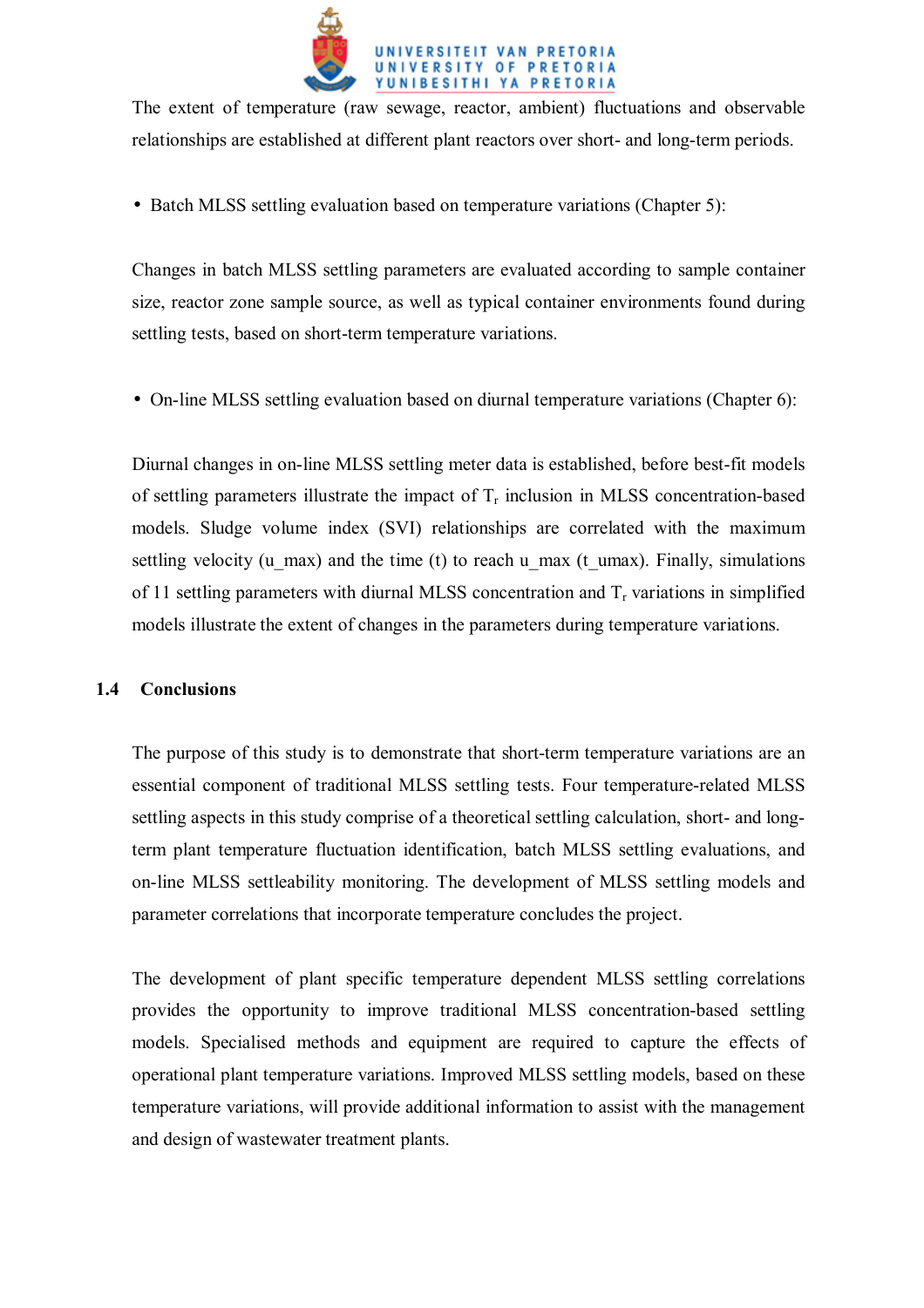The extent of temperature (raw sewage, reactor, ambient) fluctuations and observable relationships are established at different plant reactors over short- and long-term periods.

- Batch MLSS settling evaluation based on temperature variations (Chapter 5):

Changes in batch MLSS settling parameters are evaluated according to sample container size, reactor zone sample source, as well as typical container environments found during settling tests, based on short-term temperature variations.

- On-line MLSS settling evaluation based on diurnal temperature variations (Chapter 6):

Diurnal changes in on-line MLSS settling meter data is established, before best-fit models of settling parameters illustrate the impact of $T_r$ inclusion in MLSS concentration-based models. Sludge volume index (SVI) relationships are correlated with the maximum settling velocity (u_max) and the time (t) to reach u_max (t_umax). Finally, simulations of 11 settling parameters with diurnal MLSS concentration and $T_r$ variations in simplified models illustrate the extent of changes in the parameters during temperature variations.

## 1.4 Conclusions

The purpose of this study is to demonstrate that short-term temperature variations are an essential component of traditional MLSS settling tests. Four temperature-related MLSS settling aspects in this study comprise of a theoretical settling calculation, short- and long-term plant temperature fluctuation identification, batch MLSS settling evaluations, and on-line MLSS settleability monitoring. The development of MLSS settling models and parameter correlations that incorporate temperature concludes the project.

The development of plant specific temperature dependent MLSS settling correlations provides the opportunity to improve traditional MLSS concentration-based settling models. Specialised methods and equipment are required to capture the effects of operational plant temperature variations. Improved MLSS settling models, based on these temperature variations, will provide additional information to assist with the management and design of wastewater treatment plants.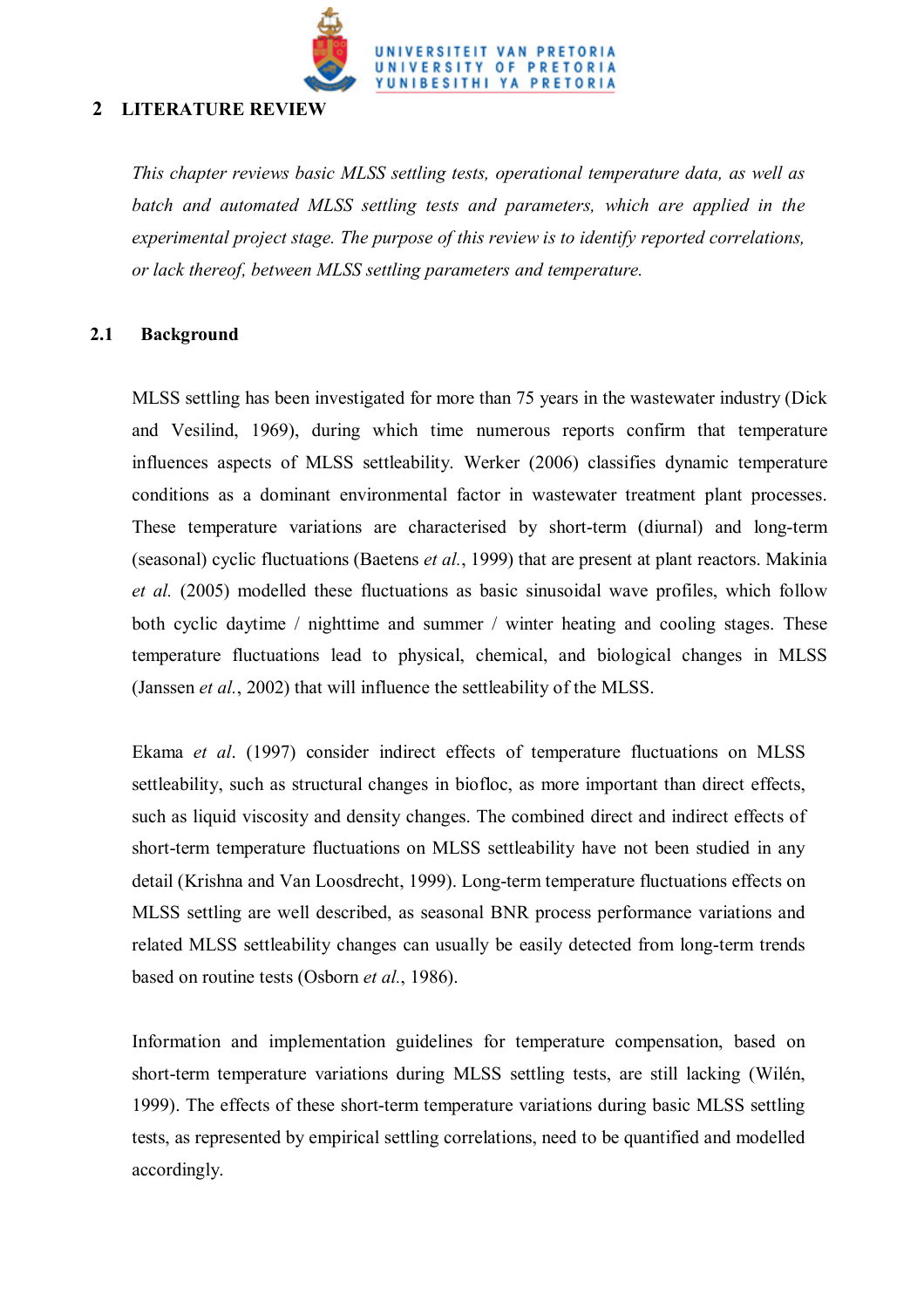## 2 LITERATURE REVIEW

*This chapter reviews basic MLSS settling tests, operational temperature data, as well as batch and automated MLSS settling tests and parameters, which are applied in the experimental project stage. The purpose of this review is to identify reported correlations, or lack thereof, between MLSS settling parameters and temperature.*

### 2.1 Background

MLSS settling has been investigated for more than 75 years in the wastewater industry (Dick and Vesilind, 1969), during which time numerous reports confirm that temperature influences aspects of MLSS settleability. Werker (2006) classifies dynamic temperature conditions as a dominant environmental factor in wastewater treatment plant processes. These temperature variations are characterised by short-term (diurnal) and long-term (seasonal) cyclic fluctuations (Baetens *et al.*, 1999) that are present at plant reactors. Makinia *et al.* (2005) modelled these fluctuations as basic sinusoidal wave profiles, which follow both cyclic daytime / nighttime and summer / winter heating and cooling stages. These temperature fluctuations lead to physical, chemical, and biological changes in MLSS (Janssen *et al.*, 2002) that will influence the settleability of the MLSS.

Ekama *et al*. (1997) consider indirect effects of temperature fluctuations on MLSS settleability, such as structural changes in biofloc, as more important than direct effects, such as liquid viscosity and density changes. The combined direct and indirect effects of short-term temperature fluctuations on MLSS settleability have not been studied in any detail (Krishna and Van Loosdrecht, 1999). Long-term temperature fluctuations effects on MLSS settling are well described, as seasonal BNR process performance variations and related MLSS settleability changes can usually be easily detected from long-term trends based on routine tests (Osborn *et al.*, 1986).

Information and implementation guidelines for temperature compensation, based on short-term temperature variations during MLSS settling tests, are still lacking (Wilén, 1999). The effects of these short-term temperature variations during basic MLSS settling tests, as represented by empirical settling correlations, need to be quantified and modelled accordingly.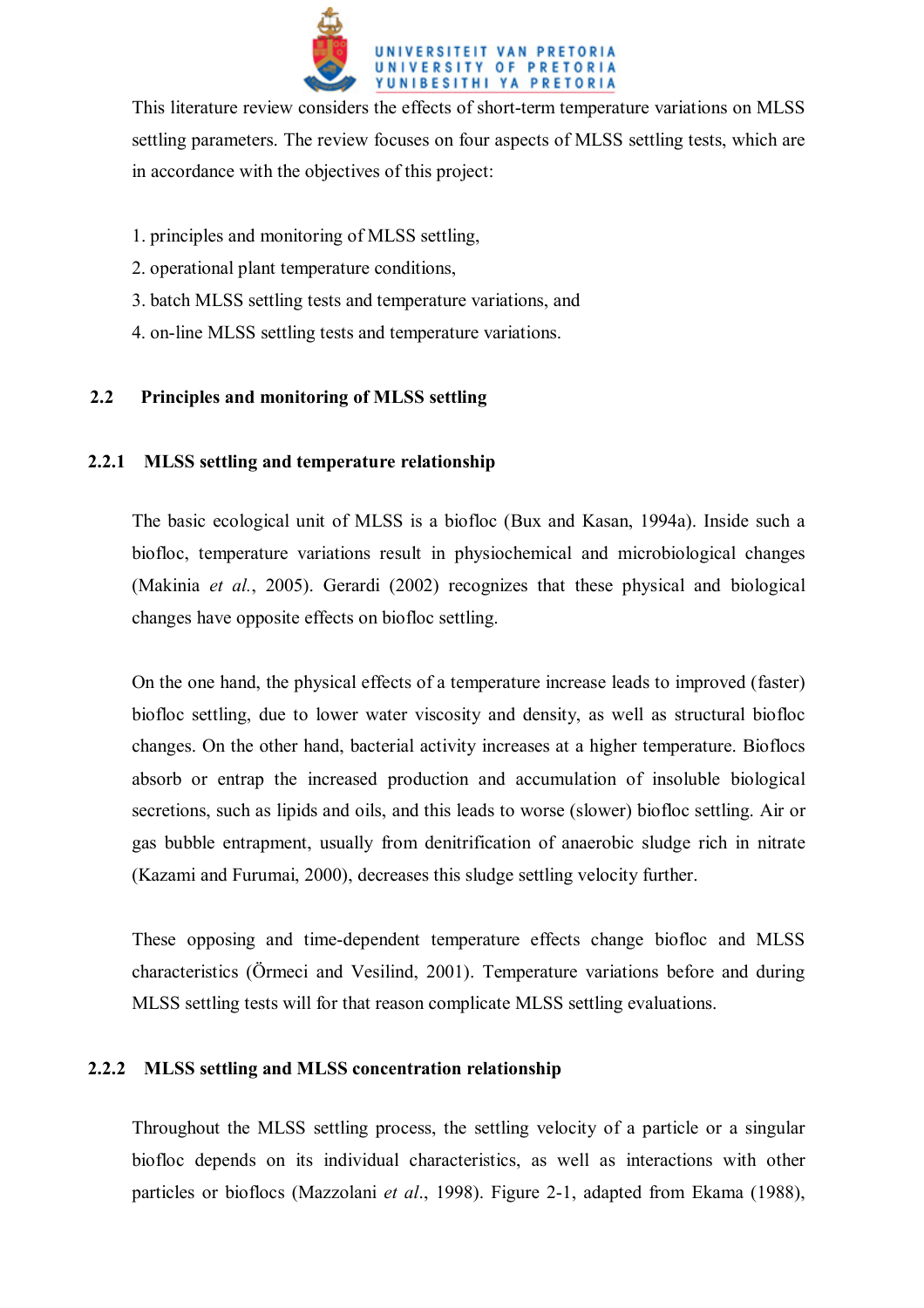This literature review considers the effects of short-term temperature variations on MLSS settling parameters. The review focuses on four aspects of MLSS settling tests, which are in accordance with the objectives of this project:

1. principles and monitoring of MLSS settling,
2. operational plant temperature conditions,
3. batch MLSS settling tests and temperature variations, and
4. on-line MLSS settling tests and temperature variations.

## 2.2 Principles and monitoring of MLSS settling

### 2.2.1 MLSS settling and temperature relationship

The basic ecological unit of MLSS is a biofloc (Bux and Kasan, 1994a). Inside such a biofloc, temperature variations result in physiochemical and microbiological changes (Makinia *et al.*, 2005). Gerardi (2002) recognizes that these physical and biological changes have opposite effects on biofloc settling.

On the one hand, the physical effects of a temperature increase leads to improved (faster) biofloc settling, due to lower water viscosity and density, as well as structural biofloc changes. On the other hand, bacterial activity increases at a higher temperature. Bioflocs absorb or entrap the increased production and accumulation of insoluble biological secretions, such as lipids and oils, and this leads to worse (slower) biofloc settling. Air or gas bubble entrapment, usually from denitrification of anaerobic sludge rich in nitrate (Kazami and Furumai, 2000), decreases this sludge settling velocity further.

These opposing and time-dependent temperature effects change biofloc and MLSS characteristics (Örmeci and Vesilind, 2001). Temperature variations before and during MLSS settling tests will for that reason complicate MLSS settling evaluations.

### 2.2.2 MLSS settling and MLSS concentration relationship

Throughout the MLSS settling process, the settling velocity of a particle or a singular biofloc depends on its individual characteristics, as well as interactions with other particles or bioflocs (Mazzolani *et al.*, 1998). Figure 2-1, adapted from Ekama (1988),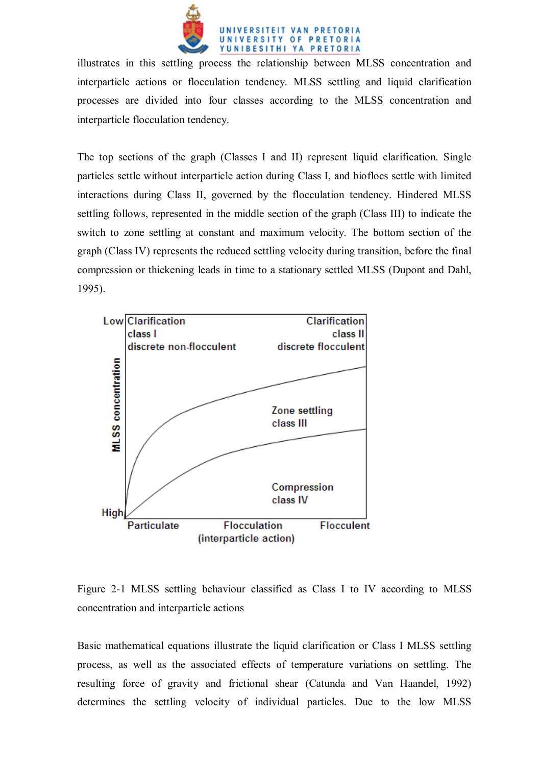illustrates in this settling process the relationship between MLSS concentration and interparticle actions or flocculation tendency. MLSS settling and liquid clarification processes are divided into four classes according to the MLSS concentration and interparticle flocculation tendency.

The top sections of the graph (Classes I and II) represent liquid clarification. Single particles settle without interparticle action during Class I, and bioflocs settle with limited interactions during Class II, governed by the flocculation tendency. Hindered MLSS settling follows, represented in the middle section of the graph (Class III) to indicate the switch to zone settling at constant and maximum velocity. The bottom section of the graph (Class IV) represents the reduced settling velocity during transition, before the final compression or thickening leads in time to a stationary settled MLSS (Dupont and Dahl, 1995).

Figure 2-1 MLSS settling behaviour classified as Class I to IV according to MLSS concentration and interparticle actions

Basic mathematical equations illustrate the liquid clarification or Class I MLSS settling process, as well as the associated effects of temperature variations on settling. The resulting force of gravity and frictional shear (Catunda and Van Haandel, 1992) determines the settling velocity of individual particles. Due to the low MLSS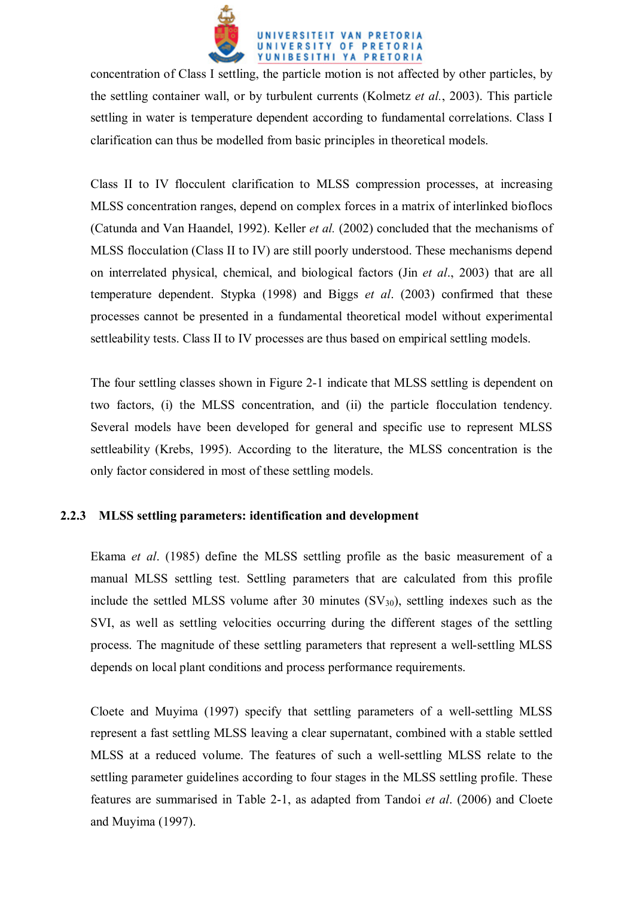concentration of Class I settling, the particle motion is not affected by other particles, by the settling container wall, or by turbulent currents (Kolmetz *et al.*, 2003). This particle settling in water is temperature dependent according to fundamental correlations. Class I clarification can thus be modelled from basic principles in theoretical models.

Class II to IV flocculent clarification to MLSS compression processes, at increasing MLSS concentration ranges, depend on complex forces in a matrix of interlinked bioflocs (Catunda and Van Haandel, 1992). Keller *et al.* (2002) concluded that the mechanisms of MLSS flocculation (Class II to IV) are still poorly understood. These mechanisms depend on interrelated physical, chemical, and biological factors (Jin *et al*., 2003) that are all temperature dependent. Stypka (1998) and Biggs *et al*. (2003) confirmed that these processes cannot be presented in a fundamental theoretical model without experimental settleability tests. Class II to IV processes are thus based on empirical settling models.

The four settling classes shown in Figure 2-1 indicate that MLSS settling is dependent on two factors, (i) the MLSS concentration, and (ii) the particle flocculation tendency. Several models have been developed for general and specific use to represent MLSS settleability (Krebs, 1995). According to the literature, the MLSS concentration is the only factor considered in most of these settling models.

### 2.2.3 MLSS settling parameters: identification and development

Ekama *et al*. (1985) define the MLSS settling profile as the basic measurement of a manual MLSS settling test. Settling parameters that are calculated from this profile include the settled MLSS volume after 30 minutes ($SV_{30}$), settling indexes such as the SVI, as well as settling velocities occurring during the different stages of the settling process. The magnitude of these settling parameters that represent a well-settling MLSS depends on local plant conditions and process performance requirements.

Cloete and Muyima (1997) specify that settling parameters of a well-settling MLSS represent a fast settling MLSS leaving a clear supernatant, combined with a stable settled MLSS at a reduced volume. The features of such a well-settling MLSS relate to the settling parameter guidelines according to four stages in the MLSS settling profile. These features are summarised in Table 2-1, as adapted from Tandoi *et al*. (2006) and Cloete and Muyima (1997).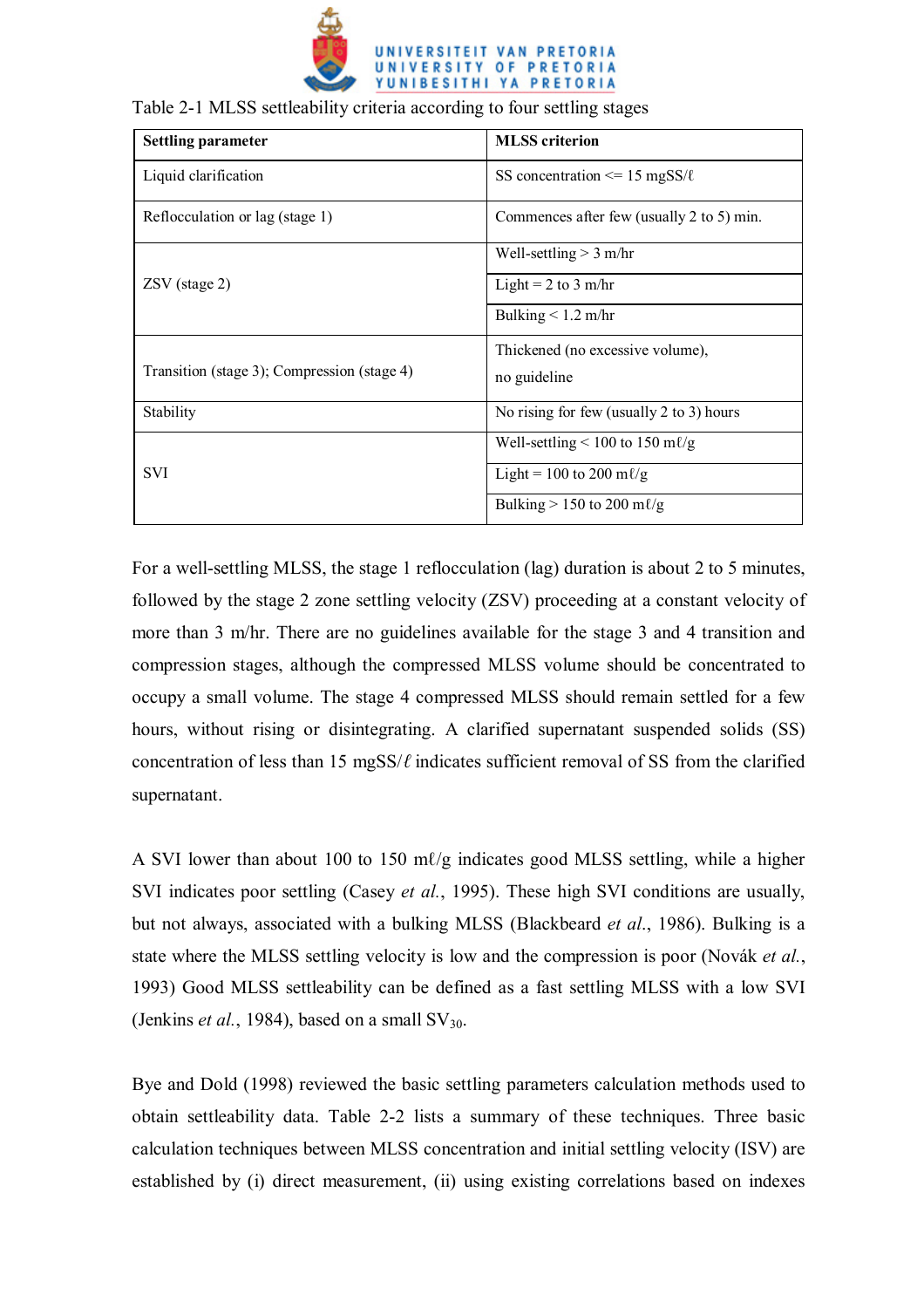Table 2-1 MLSS settleability criteria according to four settling stages

| Settling parameter | MLSS criterion |
| --- | --- |
| Liquid clarification | SS concentration <= 15 mgSS/ℓ |
| Reflocculation or lag (stage 1) | Commences after few (usually 2 to 5) min. |
| ZSV (stage 2) | Well-settling > 3 m/hr |
| | Light = 2 to 3 m/hr |
| | Bulking < 1.2 m/hr |
| Transition (stage 3); Compression (stage 4) | Thickened (no excessive volume), no guideline |
| Stability | No rising for few (usually 2 to 3) hours |
| SVI | Well-settling < 100 to 150 mℓ/g |
| | Light = 100 to 200 mℓ/g |
| | Bulking > 150 to 200 mℓ/g |

For a well-settling MLSS, the stage 1 reflocculation (lag) duration is about 2 to 5 minutes, followed by the stage 2 zone settling velocity (ZSV) proceeding at a constant velocity of more than 3 m/hr. There are no guidelines available for the stage 3 and 4 transition and compression stages, although the compressed MLSS volume should be concentrated to occupy a small volume. The stage 4 compressed MLSS should remain settled for a few hours, without rising or disintegrating. A clarified supernatant suspended solids (SS) concentration of less than 15 mgSS/ℓ indicates sufficient removal of SS from the clarified supernatant.

A SVI lower than about 100 to 150 mℓ/g indicates good MLSS settling, while a higher SVI indicates poor settling (Casey *et al.*, 1995). These high SVI conditions are usually, but not always, associated with a bulking MLSS (Blackbeard *et al.*, 1986). Bulking is a state where the MLSS settling velocity is low and the compression is poor (Novák *et al.*, 1993) Good MLSS settleability can be defined as a fast settling MLSS with a low SVI (Jenkins *et al.*, 1984), based on a small $SV_{30}$.

Bye and Dold (1998) reviewed the basic settling parameters calculation methods used to obtain settleability data. Table 2-2 lists a summary of these techniques. Three basic calculation techniques between MLSS concentration and initial settling velocity (ISV) are established by (i) direct measurement, (ii) using existing correlations based on indexes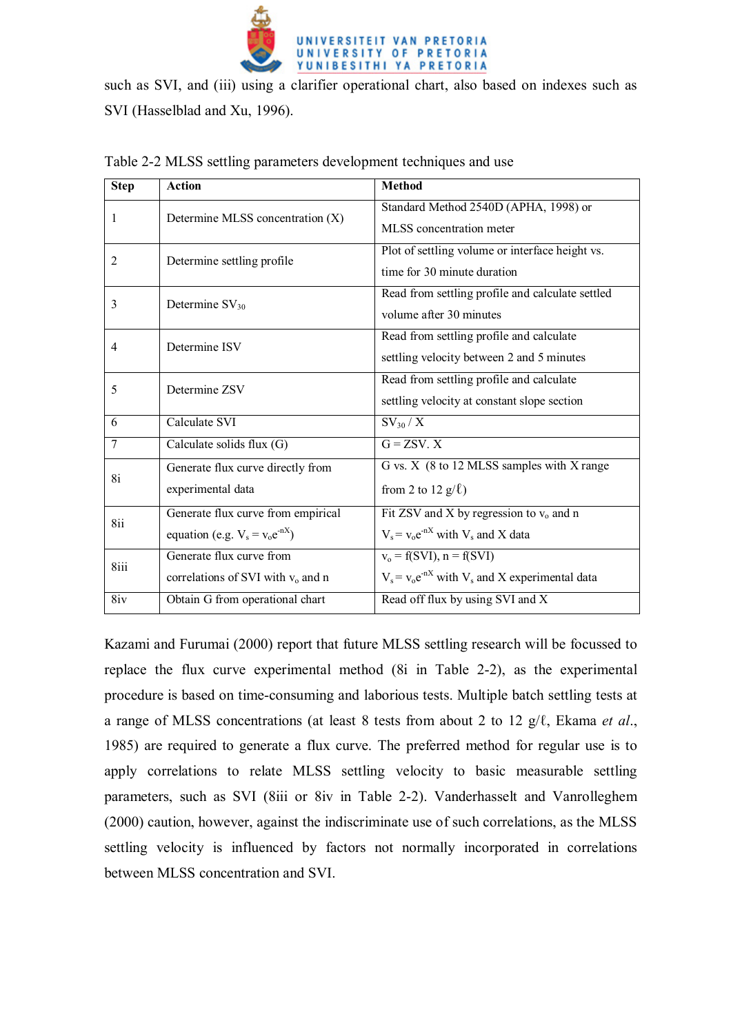such as SVI, and (iii) using a clarifier operational chart, also based on indexes such as SVI (Hasselblad and Xu, 1996).

Table 2-2 MLSS settling parameters development techniques and use

| Step | Action | Method |
|---|---|---|
| 1 | Determine MLSS concentration (X) | Standard Method 2540D (APHA, 1998) or MLSS concentration meter |
| 2 | Determine settling profile | Plot of settling volume or interface height vs. time for 30 minute duration |
| 3 | Determine $SV_{30}$ | Read from settling profile and calculate settled volume after 30 minutes |
| 4 | Determine ISV | Read from settling profile and calculate settling velocity between 2 and 5 minutes |
| 5 | Determine ZSV | Read from settling profile and calculate settling velocity at constant slope section |
| 6 | Calculate SVI | $SV_{30}$ / X |
| 7 | Calculate solids flux (G) | G = ZSV. X |
| 8i | Generate flux curve directly from experimental data | G vs. X (8 to 12 MLSS samples with X range from 2 to 12 g/ℓ) |
| 8ii | Generate flux curve from empirical equation (e.g. $V_s = v_o e^{-nX}$) | Fit ZSV and X by regression to $v_o$ and n $V_s = v_o e^{-nX}$ with $V_s$ and X data |
| 8iii | Generate flux curve from correlations of SVI with $v_o$ and n | $v_o$ = f(SVI), n = f(SVI) $V_s = v_o e^{-nX}$ with $V_s$ and X experimental data |
| 8iv | Obtain G from operational chart | Read off flux by using SVI and X |

Kazami and Furumai (2000) report that future MLSS settling research will be focussed to replace the flux curve experimental method (8i in Table 2-2), as the experimental procedure is based on time-consuming and laborious tests. Multiple batch settling tests at a range of MLSS concentrations (at least 8 tests from about 2 to 12 g/ℓ, Ekama *et al.*, 1985) are required to generate a flux curve. The preferred method for regular use is to apply correlations to relate MLSS settling velocity to basic measurable settling parameters, such as SVI (8iii or 8iv in Table 2-2). Vanderhasselt and Vanrolleghem (2000) caution, however, against the indiscriminate use of such correlations, as the MLSS settling velocity is influenced by factors not normally incorporated in correlations between MLSS concentration and SVI.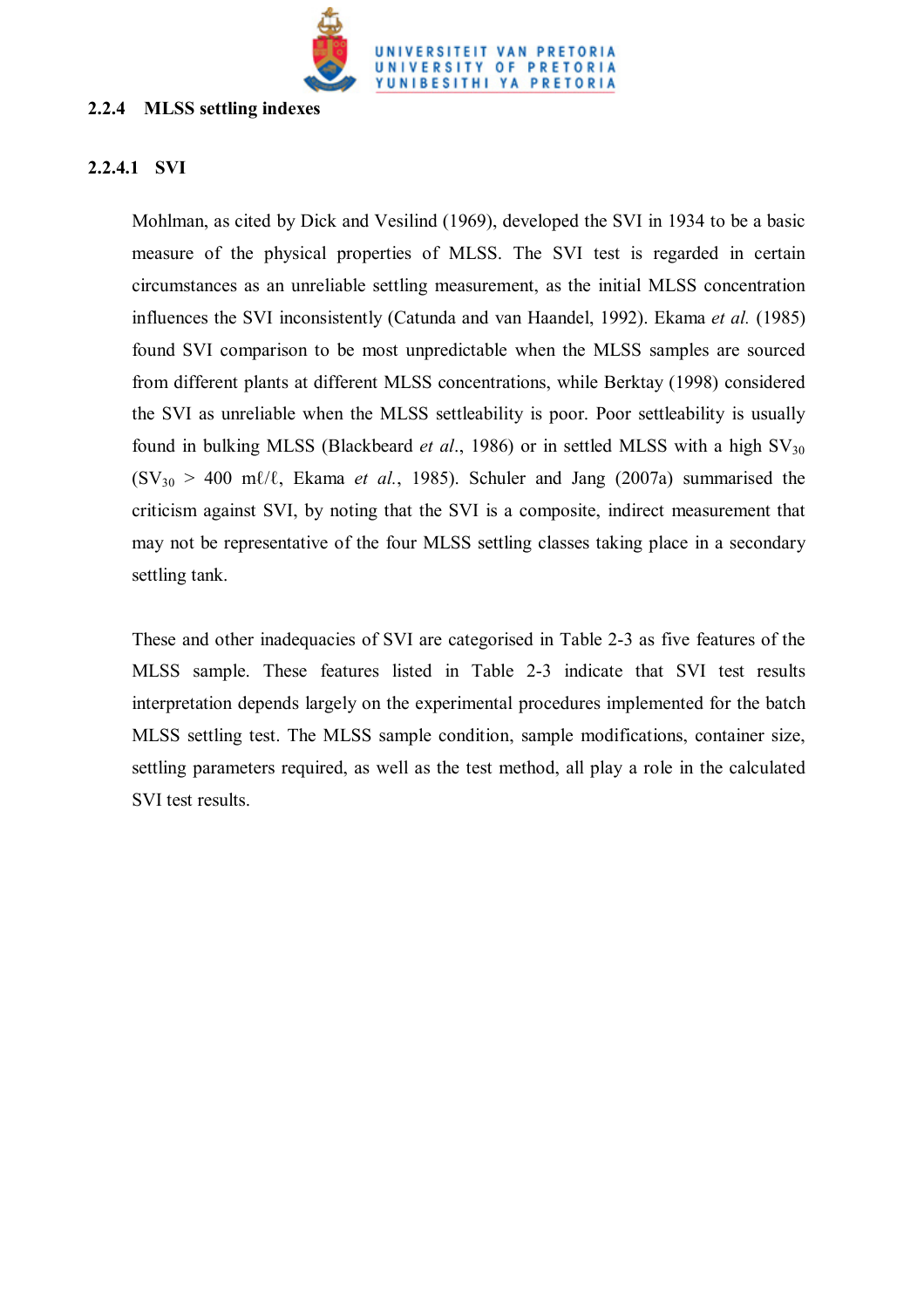### 2.2.4 MLSS settling indexes

#### 2.2.4.1 SVI

Mohlman, as cited by Dick and Vesilind (1969), developed the SVI in 1934 to be a basic measure of the physical properties of MLSS. The SVI test is regarded in certain circumstances as an unreliable settling measurement, as the initial MLSS concentration influences the SVI inconsistently (Catunda and van Haandel, 1992). Ekama *et al.* (1985) found SVI comparison to be most unpredictable when the MLSS samples are sourced from different plants at different MLSS concentrations, while Berktay (1998) considered the SVI as unreliable when the MLSS settleability is poor. Poor settleability is usually found in bulking MLSS (Blackbeard *et al.*, 1986) or in settled MLSS with a high $SV_{30}$ ($SV_{30}$ > 400 mℓ/ℓ, Ekama *et al.*, 1985). Schuler and Jang (2007a) summarised the criticism against SVI, by noting that the SVI is a composite, indirect measurement that may not be representative of the four MLSS settling classes taking place in a secondary settling tank.

These and other inadequacies of SVI are categorised in Table 2-3 as five features of the MLSS sample. These features listed in Table 2-3 indicate that SVI test results interpretation depends largely on the experimental procedures implemented for the batch MLSS settling test. The MLSS sample condition, sample modifications, container size, settling parameters required, as well as the test method, all play a role in the calculated SVI test results.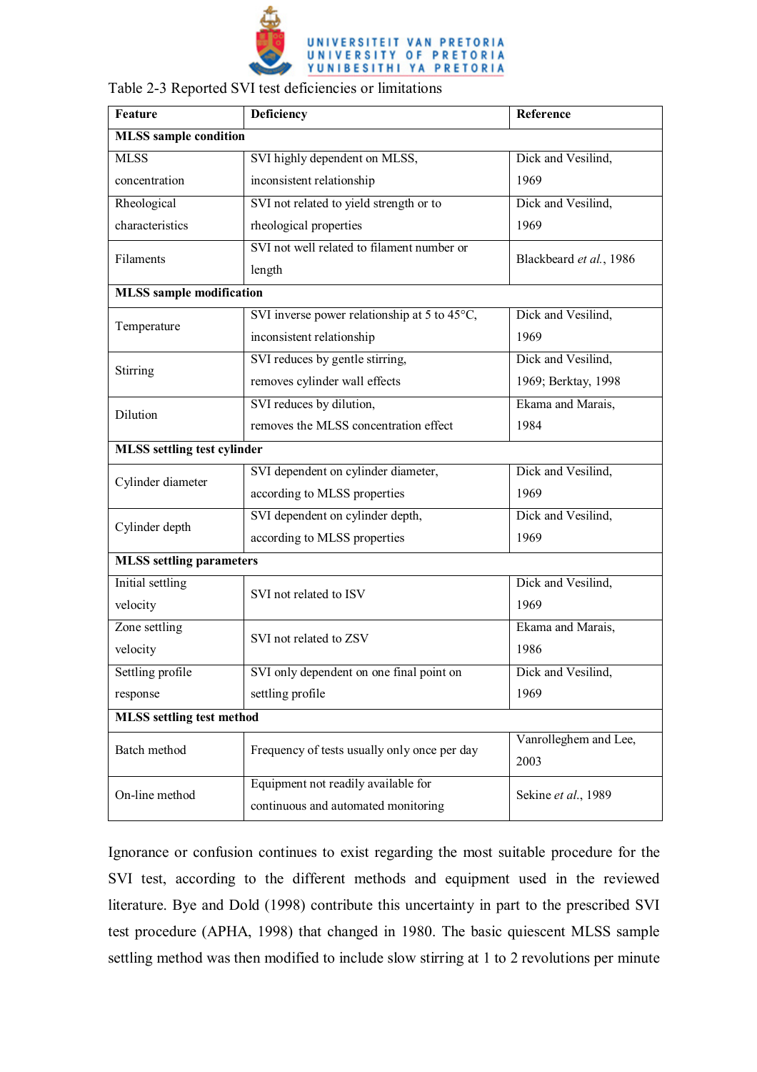Table 2-3 Reported SVI test deficiencies or limitations

| Feature | Deficiency | Reference |
|---|---|---|
| **MLSS sample condition** | | |
| MLSS concentration | SVI highly dependent on MLSS, inconsistent relationship | Dick and Vesilind, 1969 |
| Rheological characteristics | SVI not related to yield strength or to rheological properties | Dick and Vesilind, 1969 |
| Filaments | SVI not well related to filament number or length | Blackbeard *et al.*, 1986 |
| **MLSS sample modification** | | |
| Temperature | SVI inverse power relationship at 5 to 45°C, inconsistent relationship | Dick and Vesilind, 1969 |
| Stirring | SVI reduces by gentle stirring, removes cylinder wall effects | Dick and Vesilind, 1969; Berktay, 1998 |
| Dilution | SVI reduces by dilution, removes the MLSS concentration effect | Ekama and Marais, 1984 |
| **MLSS settling test cylinder** | | |
| Cylinder diameter | SVI dependent on cylinder diameter, according to MLSS properties | Dick and Vesilind, 1969 |
| Cylinder depth | SVI dependent on cylinder depth, according to MLSS properties | Dick and Vesilind, 1969 |
| **MLSS settling parameters** | | |
| Initial settling velocity | SVI not related to ISV | Dick and Vesilind, 1969 |
| Zone settling velocity | SVI not related to ZSV | Ekama and Marais, 1986 |
| Settling profile response | SVI only dependent on one final point on settling profile | Dick and Vesilind, 1969 |
| **MLSS settling test method** | | |
| Batch method | Frequency of tests usually only once per day | Vanrolleghem and Lee, 2003 |
| On-line method | Equipment not readily available for continuous and automated monitoring | Sekine *et al.*, 1989 |

Ignorance or confusion continues to exist regarding the most suitable procedure for the SVI test, according to the different methods and equipment used in the reviewed literature. Bye and Dold (1998) contribute this uncertainty in part to the prescribed SVI test procedure (APHA, 1998) that changed in 1980. The basic quiescent MLSS sample settling method was then modified to include slow stirring at 1 to 2 revolutions per minute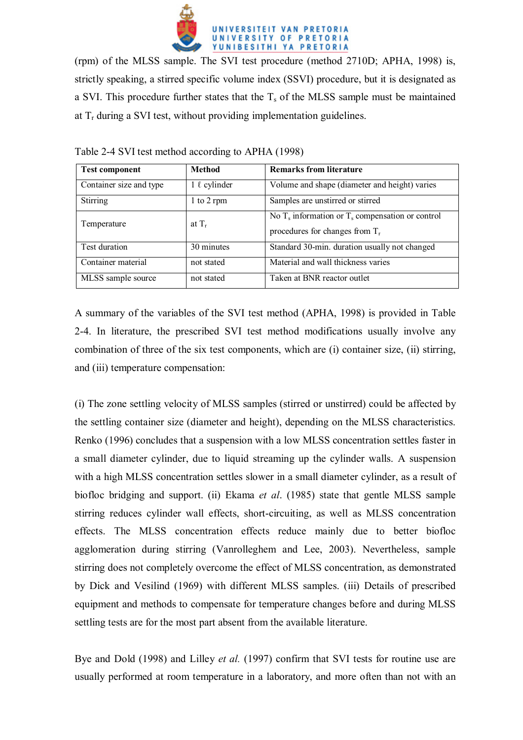(rpm) of the MLSS sample. The SVI test procedure (method 2710D; APHA, 1998) is, strictly speaking, a stirred specific volume index (SSVI) procedure, but it is designated as a SVI. This procedure further states that the $T_s$ of the MLSS sample must be maintained at $T_r$ during a SVI test, without providing implementation guidelines.

Table 2-4 SVI test method according to APHA (1998)

| **Test component** | **Method** | **Remarks from literature** |
|---|---|---|
| Container size and type | 1 ℓ cylinder | Volume and shape (diameter and height) varies |
| Stirring | 1 to 2 rpm | Samples are unstirred or stirred |
| Temperature | at $T_r$ | No $T_s$ information or $T_s$ compensation or control procedures for changes from $T_r$ |
| Test duration | 30 minutes | Standard 30-min. duration usually not changed |
| Container material | not stated | Material and wall thickness varies |
| MLSS sample source | not stated | Taken at BNR reactor outlet |

A summary of the variables of the SVI test method (APHA, 1998) is provided in Table 2-4. In literature, the prescribed SVI test method modifications usually involve any combination of three of the six test components, which are (i) container size, (ii) stirring, and (iii) temperature compensation:

(i) The zone settling velocity of MLSS samples (stirred or unstirred) could be affected by the settling container size (diameter and height), depending on the MLSS characteristics. Renko (1996) concludes that a suspension with a low MLSS concentration settles faster in a small diameter cylinder, due to liquid streaming up the cylinder walls. A suspension with a high MLSS concentration settles slower in a small diameter cylinder, as a result of biofloc bridging and support. (ii) Ekama *et al*. (1985) state that gentle MLSS sample stirring reduces cylinder wall effects, short-circuiting, as well as MLSS concentration effects. The MLSS concentration effects reduce mainly due to better biofloc agglomeration during stirring (Vanrolleghem and Lee, 2003). Nevertheless, sample stirring does not completely overcome the effect of MLSS concentration, as demonstrated by Dick and Vesilind (1969) with different MLSS samples. (iii) Details of prescribed equipment and methods to compensate for temperature changes before and during MLSS settling tests are for the most part absent from the available literature.

Bye and Dold (1998) and Lilley *et al.* (1997) confirm that SVI tests for routine use are usually performed at room temperature in a laboratory, and more often than not with an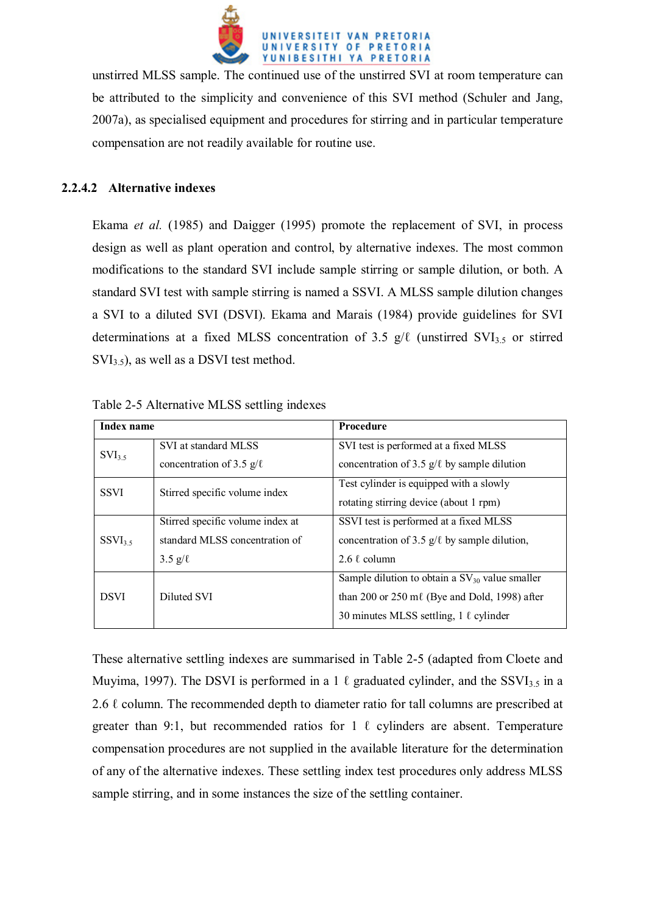unstirred MLSS sample. The continued use of the unstirred SVI at room temperature can be attributed to the simplicity and convenience of this SVI method (Schuler and Jang, 2007a), as specialised equipment and procedures for stirring and in particular temperature compensation are not readily available for routine use.

### 2.2.4.2 Alternative indexes

Ekama *et al.* (1985) and Daigger (1995) promote the replacement of SVI, in process design as well as plant operation and control, by alternative indexes. The most common modifications to the standard SVI include sample stirring or sample dilution, or both. A standard SVI test with sample stirring is named a SSVI. A MLSS sample dilution changes a SVI to a diluted SVI (DSVI). Ekama and Marais (1984) provide guidelines for SVI determinations at a fixed MLSS concentration of 3.5 g/ℓ (unstirred $SVI_{3.5}$ or stirred $SVI_{3.5}$), as well as a DSVI test method.

Table 2-5 Alternative MLSS settling indexes

| Index name | | Procedure |
|---|---|---|
| $SVI_{3.5}$ | SVI at standard MLSS concentration of 3.5 g/ℓ | SVI test is performed at a fixed MLSS concentration of 3.5 g/ℓ by sample dilution |
| SSVI | Stirred specific volume index | Test cylinder is equipped with a slowly rotating stirring device (about 1 rpm) |
| $SSVI_{3.5}$ | Stirred specific volume index at standard MLSS concentration of 3.5 g/ℓ | SSVI test is performed at a fixed MLSS concentration of 3.5 g/ℓ by sample dilution, 2.6 ℓ column |
| DSVI | Diluted SVI | Sample dilution to obtain a $SV_{30}$ value smaller than 200 or 250 mℓ (Bye and Dold, 1998) after 30 minutes MLSS settling, 1 ℓ cylinder |

These alternative settling indexes are summarised in Table 2-5 (adapted from Cloete and Muyima, 1997). The DSVI is performed in a 1 ℓ graduated cylinder, and the $SSVI_{3.5}$ in a 2.6 ℓ column. The recommended depth to diameter ratio for tall columns are prescribed at greater than 9:1, but recommended ratios for 1 ℓ cylinders are absent. Temperature compensation procedures are not supplied in the available literature for the determination of any of the alternative indexes. These settling index test procedures only address MLSS sample stirring, and in some instances the size of the settling container.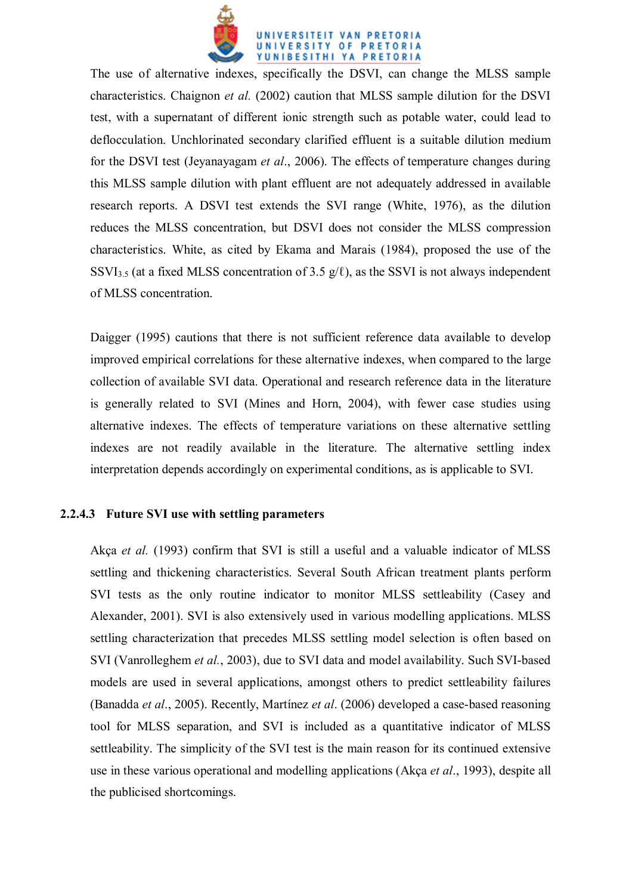The use of alternative indexes, specifically the DSVI, can change the MLSS sample characteristics. Chaignon *et al.* (2002) caution that MLSS sample dilution for the DSVI test, with a supernatant of different ionic strength such as potable water, could lead to deflocculation. Unchlorinated secondary clarified effluent is a suitable dilution medium for the DSVI test (Jeyanayagam *et al*., 2006). The effects of temperature changes during this MLSS sample dilution with plant effluent are not adequately addressed in available research reports. A DSVI test extends the SVI range (White, 1976), as the dilution reduces the MLSS concentration, but DSVI does not consider the MLSS compression characteristics. White, as cited by Ekama and Marais (1984), proposed the use of the $SSVI_{3.5}$ (at a fixed MLSS concentration of 3.5 g/ℓ), as the SSVI is not always independent of MLSS concentration.

Daigger (1995) cautions that there is not sufficient reference data available to develop improved empirical correlations for these alternative indexes, when compared to the large collection of available SVI data. Operational and research reference data in the literature is generally related to SVI (Mines and Horn, 2004), with fewer case studies using alternative indexes. The effects of temperature variations on these alternative settling indexes are not readily available in the literature. The alternative settling index interpretation depends accordingly on experimental conditions, as is applicable to SVI.

#### 2.2.4.3 Future SVI use with settling parameters

Akça *et al.* (1993) confirm that SVI is still a useful and a valuable indicator of MLSS settling and thickening characteristics. Several South African treatment plants perform SVI tests as the only routine indicator to monitor MLSS settleability (Casey and Alexander, 2001). SVI is also extensively used in various modelling applications. MLSS settling characterization that precedes MLSS settling model selection is often based on SVI (Vanrolleghem *et al.*, 2003), due to SVI data and model availability. Such SVI-based models are used in several applications, amongst others to predict settleability failures (Banadda *et al*., 2005). Recently, Martínez *et al*. (2006) developed a case-based reasoning tool for MLSS separation, and SVI is included as a quantitative indicator of MLSS settleability. The simplicity of the SVI test is the main reason for its continued extensive use in these various operational and modelling applications (Akça *et al*., 1993), despite all the publicised shortcomings.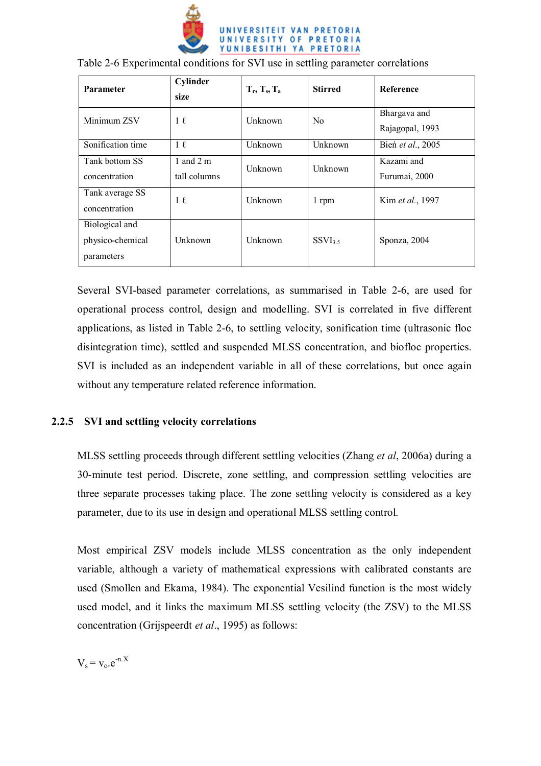Table 2-6 Experimental conditions for SVI use in settling parameter correlations

| **Parameter** | **Cylinder size** | **$T_r$, $T_s$, $T_a$** | **Stirred** | **Reference** |
|---|---|---|---|---|
| Minimum ZSV | 1 ℓ | Unknown | No | Bhargava and Rajagopal, 1993 |
| Sonification time | 1 ℓ | Unknown | Unknown | Bień *et al.*, 2005 |
| Tank bottom SS concentration | 1 and 2 m tall columns | Unknown | Unknown | Kazami and Furumai, 2000 |
| Tank average SS concentration | 1 ℓ | Unknown | 1 rpm | Kim *et al.*, 1997 |
| Biological and physico-chemical parameters | Unknown | Unknown | $SSVI_{3.5}$ | Sponza, 2004 |

Several SVI-based parameter correlations, as summarised in Table 2-6, are used for operational process control, design and modelling. SVI is correlated in five different applications, as listed in Table 2-6, to settling velocity, sonification time (ultrasonic floc disintegration time), settled and suspended MLSS concentration, and biofloc properties. SVI is included as an independent variable in all of these correlations, but once again without any temperature related reference information.

### 2.2.5 SVI and settling velocity correlations

MLSS settling proceeds through different settling velocities (Zhang *et al*, 2006a) during a 30-minute test period. Discrete, zone settling, and compression settling velocities are three separate processes taking place. The zone settling velocity is considered as a key parameter, due to its use in design and operational MLSS settling control.

Most empirical ZSV models include MLSS concentration as the only independent variable, although a variety of mathematical expressions with calibrated constants are used (Smollen and Ekama, 1984). The exponential Vesilind function is the most widely used model, and it links the maximum MLSS settling velocity (the ZSV) to the MLSS concentration (Grijspeerdt *et al*., 1995) as follows:

$$V_s = v_o . e^{-n.X}$$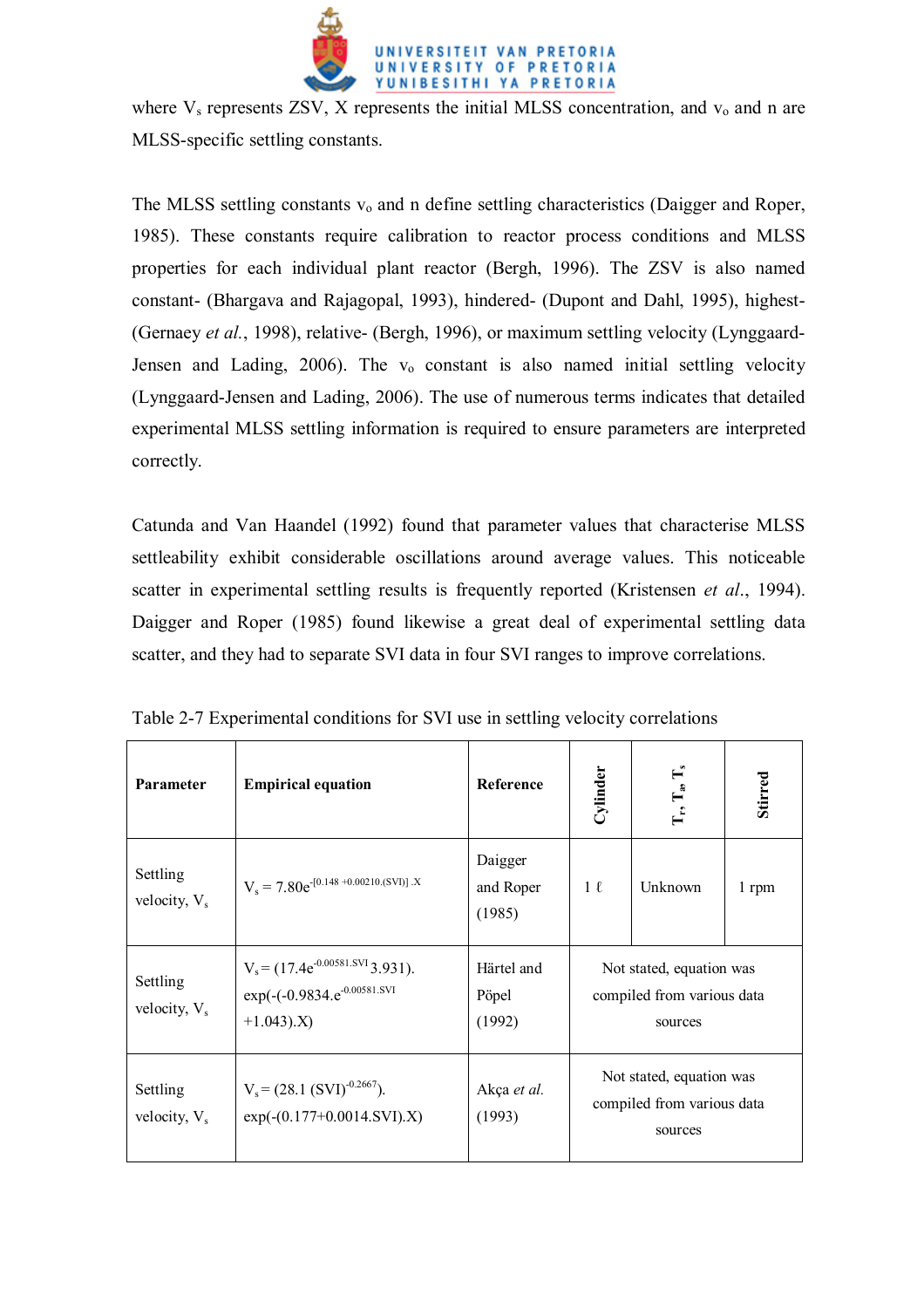where $V_s$ represents ZSV, X represents the initial MLSS concentration, and $v_o$ and n are MLSS-specific settling constants.

The MLSS settling constants $v_o$ and n define settling characteristics (Daigger and Roper, 1985). These constants require calibration to reactor process conditions and MLSS properties for each individual plant reactor (Bergh, 1996). The ZSV is also named constant- (Bhargava and Rajagopal, 1993), hindered- (Dupont and Dahl, 1995), highest- (Gernaey *et al.*, 1998), relative- (Bergh, 1996), or maximum settling velocity (Lynggaard-Jensen and Lading, 2006). The $v_o$ constant is also named initial settling velocity (Lynggaard-Jensen and Lading, 2006). The use of numerous terms indicates that detailed experimental MLSS settling information is required to ensure parameters are interpreted correctly.

Catunda and Van Haandel (1992) found that parameter values that characterise MLSS settleability exhibit considerable oscillations around average values. This noticeable scatter in experimental settling results is frequently reported (Kristensen *et al*., 1994). Daigger and Roper (1985) found likewise a great deal of experimental settling data scatter, and they had to separate SVI data in four SVI ranges to improve correlations.

Table 2-7 Experimental conditions for SVI use in settling velocity correlations

| **Parameter** | **Empirical equation** | **Reference** | **Cylinder** | **$T_r$, $T_a$, $T_s$** | **Stirred** |
|---|---|---|---|---|---|
| Settling velocity, $V_s$ | $V_s = 7.80e^{-[0.148 + 0.00210.(SVI)].X}$ | Daigger and Roper (1985) | 1 ℓ | Unknown | 1 rpm |
| Settling velocity, $V_s$ | $V_s = (17.4e^{-0.00581.SVI}3.931).\exp(-(-0.9834.e^{-0.00581.SVI}+1.043).X)$ | Härtel and Pöpel (1992) | Not stated, equation was compiled from various data sources | | |
| Settling velocity, $V_s$ | $V_s = (28.1\,(SVI)^{-0.2667}).\exp(-(0.177+0.0014.SVI).X)$ | Akça *et al.* (1993) | Not stated, equation was compiled from various data sources | | |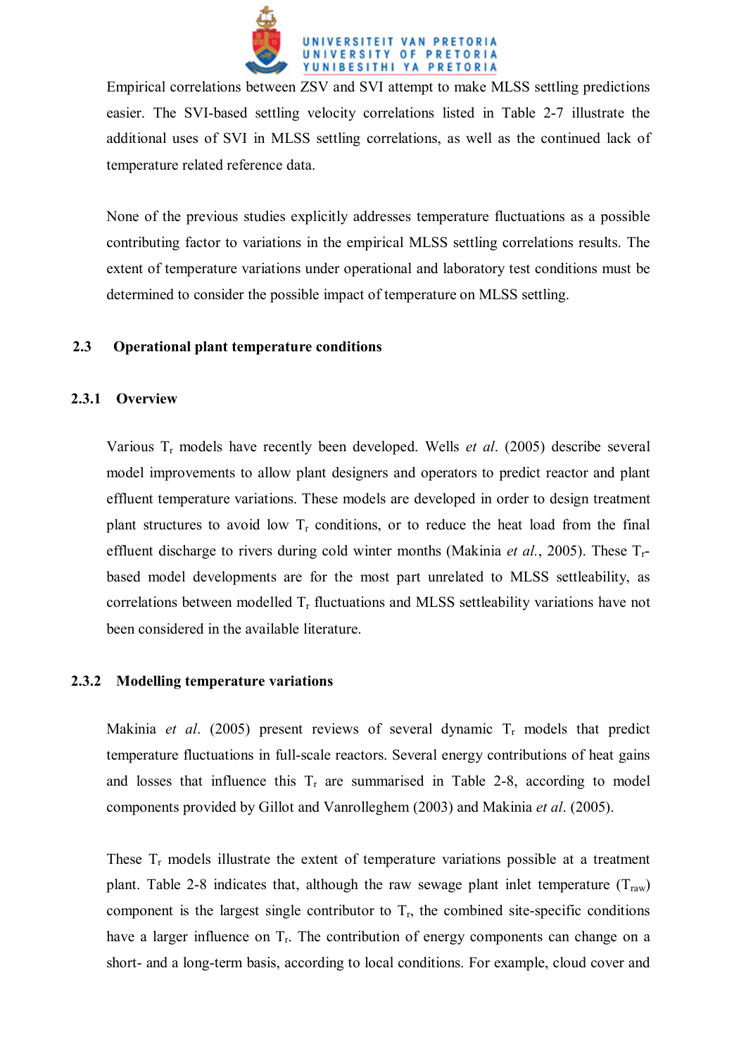Empirical correlations between ZSV and SVI attempt to make MLSS settling predictions easier. The SVI-based settling velocity correlations listed in Table 2-7 illustrate the additional uses of SVI in MLSS settling correlations, as well as the continued lack of temperature related reference data.

None of the previous studies explicitly addresses temperature fluctuations as a possible contributing factor to variations in the empirical MLSS settling correlations results. The extent of temperature variations under operational and laboratory test conditions must be determined to consider the possible impact of temperature on MLSS settling.

## 2.3 Operational plant temperature conditions

### 2.3.1 Overview

Various $T_r$ models have recently been developed. Wells *et al*. (2005) describe several model improvements to allow plant designers and operators to predict reactor and plant effluent temperature variations. These models are developed in order to design treatment plant structures to avoid low $T_r$ conditions, or to reduce the heat load from the final effluent discharge to rivers during cold winter months (Makinia *et al.*, 2005). These $T_r$-based model developments are for the most part unrelated to MLSS settleability, as correlations between modelled $T_r$ fluctuations and MLSS settleability variations have not been considered in the available literature.

### 2.3.2 Modelling temperature variations

Makinia *et al*. (2005) present reviews of several dynamic $T_r$ models that predict temperature fluctuations in full-scale reactors. Several energy contributions of heat gains and losses that influence this $T_r$ are summarised in Table 2-8, according to model components provided by Gillot and Vanrolleghem (2003) and Makinia *et al*. (2005).

These $T_r$ models illustrate the extent of temperature variations possible at a treatment plant. Table 2-8 indicates that, although the raw sewage plant inlet temperature ($T_{raw}$) component is the largest single contributor to $T_r$, the combined site-specific conditions have a larger influence on $T_r$. The contribution of energy components can change on a short- and a long-term basis, according to local conditions. For example, cloud cover and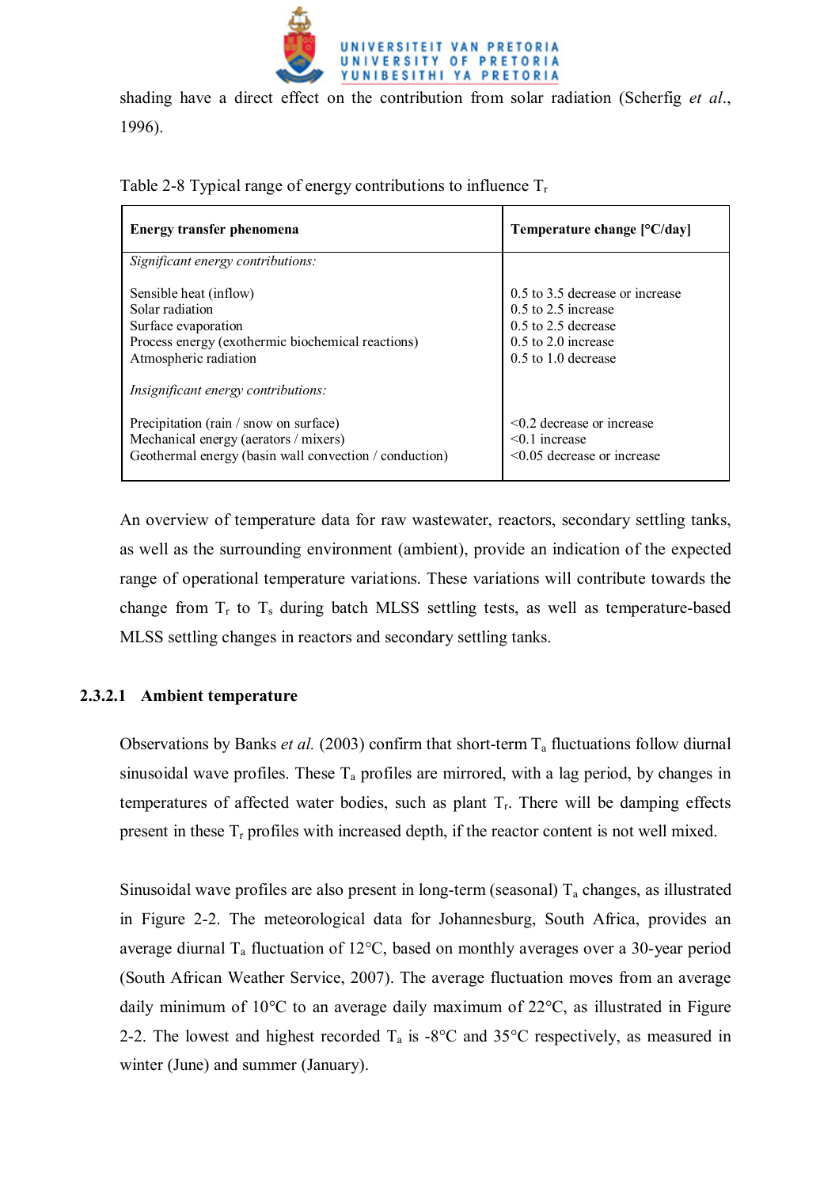shading have a direct effect on the contribution from solar radiation (Scherfig *et al.*, 1996).

Table 2-8 Typical range of energy contributions to influence $T_r$

| **Energy transfer phenomena** | **Temperature change [°C/day]** |
|---|---|
| *Significant energy contributions:* | |
| Sensible heat (inflow) | 0.5 to 3.5 decrease or increase |
| Solar radiation | 0.5 to 2.5 increase |
| Surface evaporation | 0.5 to 2.5 decrease |
| Process energy (exothermic biochemical reactions) | 0.5 to 2.0 increase |
| Atmospheric radiation | 0.5 to 1.0 decrease |
| *Insignificant energy contributions:* | |
| Precipitation (rain / snow on surface) | <0.2 decrease or increase |
| Mechanical energy (aerators / mixers) | <0.1 increase |
| Geothermal energy (basin wall convection / conduction) | <0.05 decrease or increase |

An overview of temperature data for raw wastewater, reactors, secondary settling tanks, as well as the surrounding environment (ambient), provide an indication of the expected range of operational temperature variations. These variations will contribute towards the change from $T_r$ to $T_s$ during batch MLSS settling tests, as well as temperature-based MLSS settling changes in reactors and secondary settling tanks.

#### 2.3.2.1 Ambient temperature

Observations by Banks *et al.* (2003) confirm that short-term $T_a$ fluctuations follow diurnal sinusoidal wave profiles. These $T_a$ profiles are mirrored, with a lag period, by changes in temperatures of affected water bodies, such as plant $T_r$. There will be damping effects present in these $T_r$ profiles with increased depth, if the reactor content is not well mixed.

Sinusoidal wave profiles are also present in long-term (seasonal) $T_a$ changes, as illustrated in Figure 2-2. The meteorological data for Johannesburg, South Africa, provides an average diurnal $T_a$ fluctuation of 12°C, based on monthly averages over a 30-year period (South African Weather Service, 2007). The average fluctuation moves from an average daily minimum of 10°C to an average daily maximum of 22°C, as illustrated in Figure 2-2. The lowest and highest recorded $T_a$ is -8°C and 35°C respectively, as measured in winter (June) and summer (January).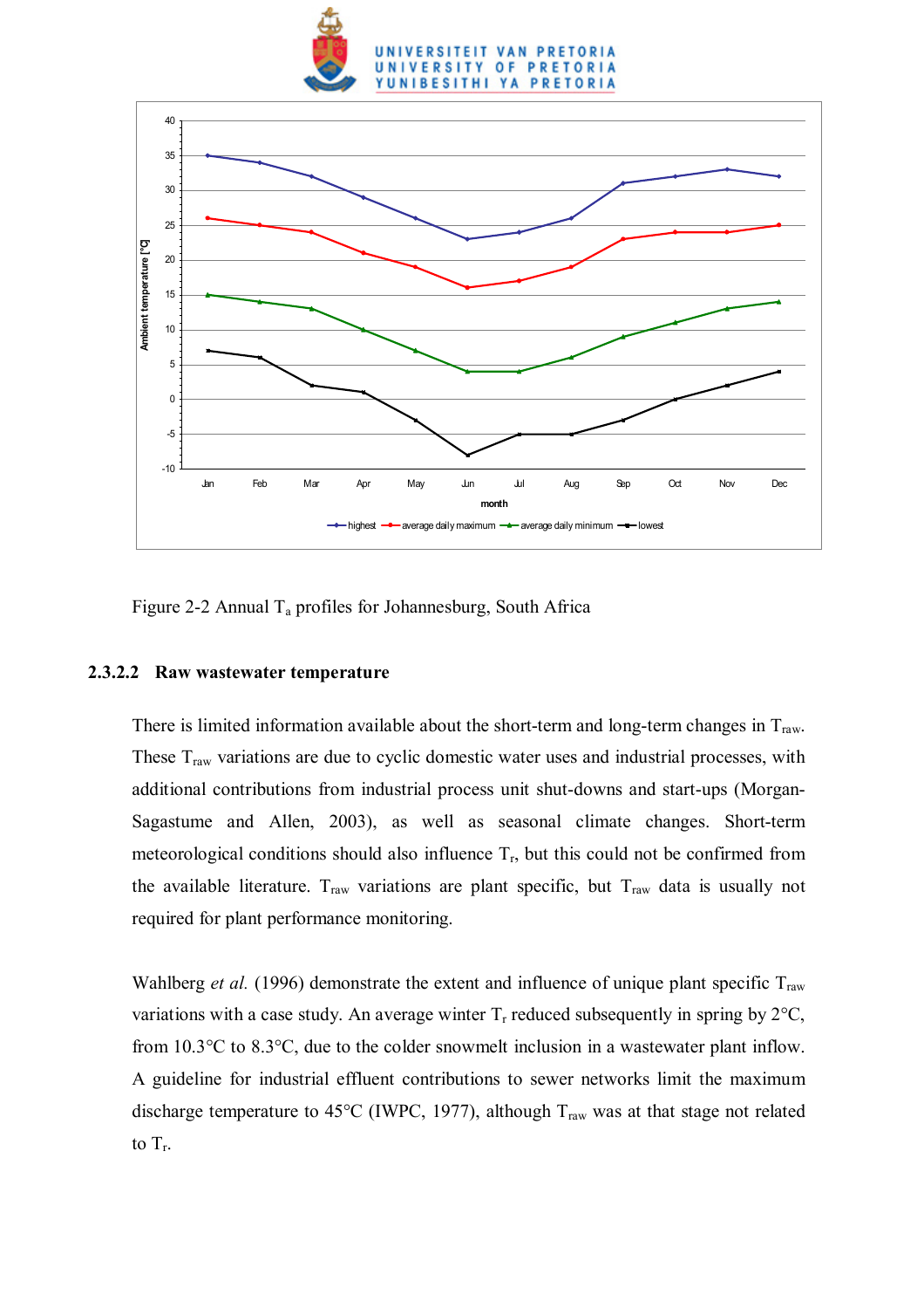Figure 2-2 Annual $T_a$ profiles for Johannesburg, South Africa

#### 2.3.2.2 Raw wastewater temperature

There is limited information available about the short-term and long-term changes in $T_{raw}$. These $T_{raw}$ variations are due to cyclic domestic water uses and industrial processes, with additional contributions from industrial process unit shut-downs and start-ups (Morgan-Sagastume and Allen, 2003), as well as seasonal climate changes. Short-term meteorological conditions should also influence $T_r$, but this could not be confirmed from the available literature. $T_{raw}$ variations are plant specific, but $T_{raw}$ data is usually not required for plant performance monitoring.

Wahlberg *et al.* (1996) demonstrate the extent and influence of unique plant specific $T_{raw}$ variations with a case study. An average winter $T_r$ reduced subsequently in spring by 2°C, from 10.3°C to 8.3°C, due to the colder snowmelt inclusion in a wastewater plant inflow. A guideline for industrial effluent contributions to sewer networks limit the maximum discharge temperature to 45°C (IWPC, 1977), although $T_{raw}$ was at that stage not related to $T_r$.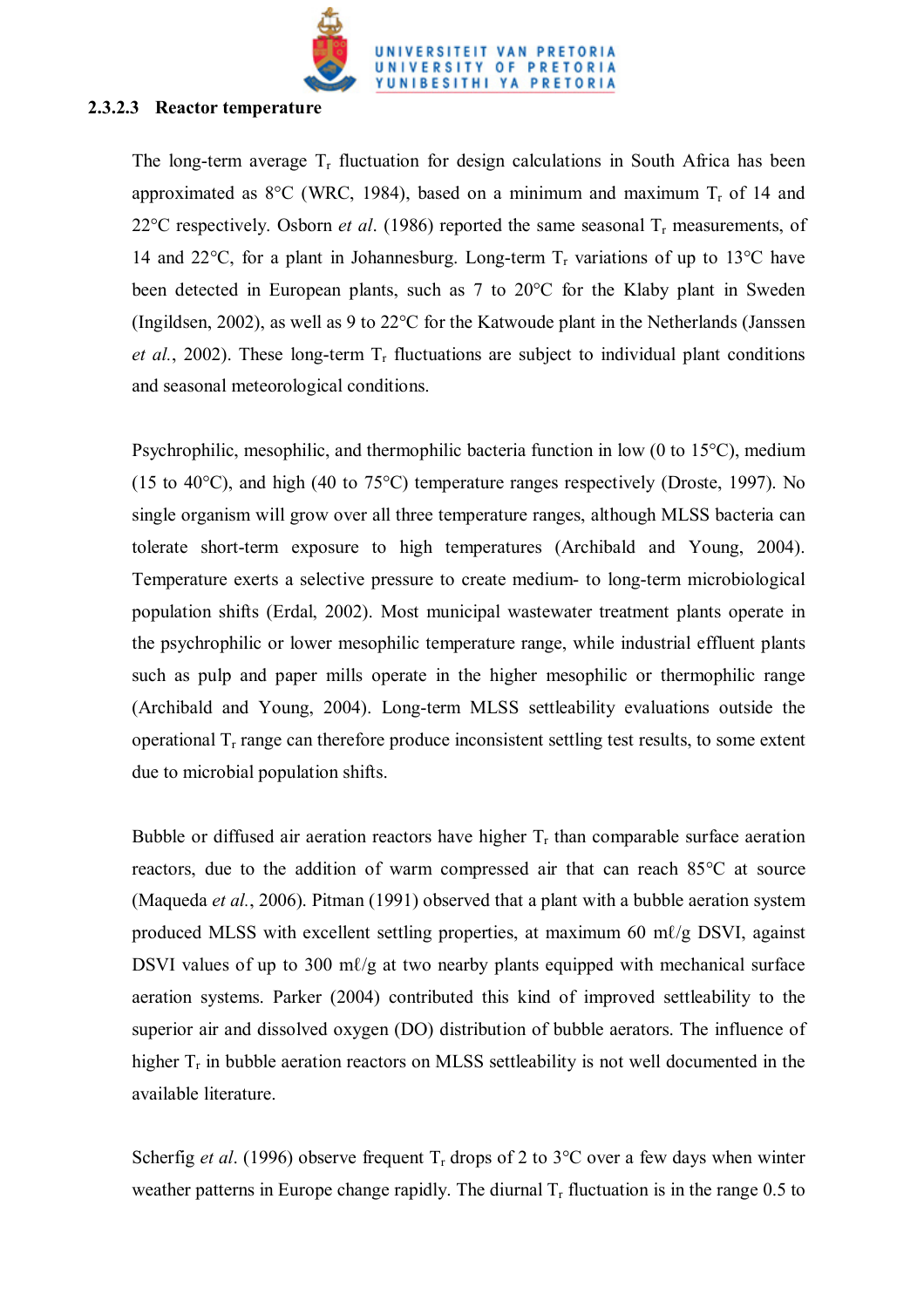#### 2.3.2.3 Reactor temperature

The long-term average $T_r$ fluctuation for design calculations in South Africa has been approximated as 8°C (WRC, 1984), based on a minimum and maximum $T_r$ of 14 and 22°C respectively. Osborn *et al*. (1986) reported the same seasonal $T_r$ measurements, of 14 and 22°C, for a plant in Johannesburg. Long-term $T_r$ variations of up to 13°C have been detected in European plants, such as 7 to 20°C for the Klaby plant in Sweden (Ingildsen, 2002), as well as 9 to 22°C for the Katwoude plant in the Netherlands (Janssen *et al.*, 2002). These long-term $T_r$ fluctuations are subject to individual plant conditions and seasonal meteorological conditions.

Psychrophilic, mesophilic, and thermophilic bacteria function in low (0 to 15°C), medium (15 to 40°C), and high (40 to 75°C) temperature ranges respectively (Droste, 1997). No single organism will grow over all three temperature ranges, although MLSS bacteria can tolerate short-term exposure to high temperatures (Archibald and Young, 2004). Temperature exerts a selective pressure to create medium- to long-term microbiological population shifts (Erdal, 2002). Most municipal wastewater treatment plants operate in the psychrophilic or lower mesophilic temperature range, while industrial effluent plants such as pulp and paper mills operate in the higher mesophilic or thermophilic range (Archibald and Young, 2004). Long-term MLSS settleability evaluations outside the operational $T_r$ range can therefore produce inconsistent settling test results, to some extent due to microbial population shifts.

Bubble or diffused air aeration reactors have higher $T_r$ than comparable surface aeration reactors, due to the addition of warm compressed air that can reach 85°C at source (Maqueda *et al.*, 2006). Pitman (1991) observed that a plant with a bubble aeration system produced MLSS with excellent settling properties, at maximum 60 mℓ/g DSVI, against DSVI values of up to 300 mℓ/g at two nearby plants equipped with mechanical surface aeration systems. Parker (2004) contributed this kind of improved settleability to the superior air and dissolved oxygen (DO) distribution of bubble aerators. The influence of higher $T_r$ in bubble aeration reactors on MLSS settleability is not well documented in the available literature.

Scherfig *et al*. (1996) observe frequent $T_r$ drops of 2 to 3°C over a few days when winter weather patterns in Europe change rapidly. The diurnal $T_r$ fluctuation is in the range 0.5 to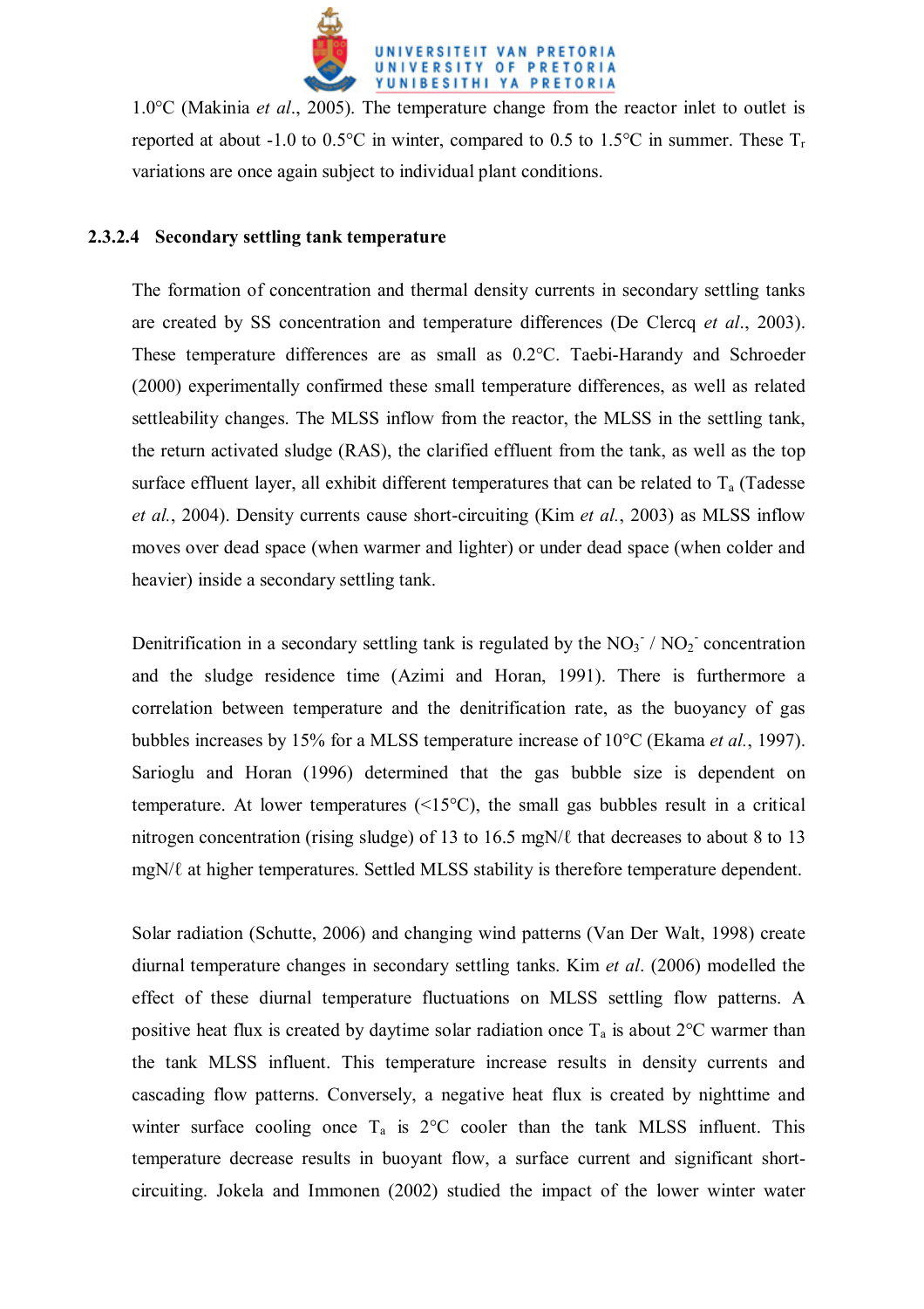1.0°C (Makinia *et al*., 2005). The temperature change from the reactor inlet to outlet is reported at about -1.0 to 0.5°C in winter, compared to 0.5 to 1.5°C in summer. These $T_r$ variations are once again subject to individual plant conditions.

#### 2.3.2.4 Secondary settling tank temperature

The formation of concentration and thermal density currents in secondary settling tanks are created by SS concentration and temperature differences (De Clercq *et al*., 2003). These temperature differences are as small as 0.2°C. Taebi-Harandy and Schroeder (2000) experimentally confirmed these small temperature differences, as well as related settleability changes. The MLSS inflow from the reactor, the MLSS in the settling tank, the return activated sludge (RAS), the clarified effluent from the tank, as well as the top surface effluent layer, all exhibit different temperatures that can be related to $T_a$ (Tadesse *et al*., 2004). Density currents cause short-circuiting (Kim *et al*., 2003) as MLSS inflow moves over dead space (when warmer and lighter) or under dead space (when colder and heavier) inside a secondary settling tank.

Denitrification in a secondary settling tank is regulated by the $NO_3^-$ / $NO_2^-$ concentration and the sludge residence time (Azimi and Horan, 1991). There is furthermore a correlation between temperature and the denitrification rate, as the buoyancy of gas bubbles increases by 15% for a MLSS temperature increase of 10°C (Ekama *et al*., 1997). Sarioglu and Horan (1996) determined that the gas bubble size is dependent on temperature. At lower temperatures (<15°C), the small gas bubbles result in a critical nitrogen concentration (rising sludge) of 13 to 16.5 mgN/ℓ that decreases to about 8 to 13 mgN/ℓ at higher temperatures. Settled MLSS stability is therefore temperature dependent.

Solar radiation (Schutte, 2006) and changing wind patterns (Van Der Walt, 1998) create diurnal temperature changes in secondary settling tanks. Kim *et al*. (2006) modelled the effect of these diurnal temperature fluctuations on MLSS settling flow patterns. A positive heat flux is created by daytime solar radiation once $T_a$ is about 2°C warmer than the tank MLSS influent. This temperature increase results in density currents and cascading flow patterns. Conversely, a negative heat flux is created by nighttime and winter surface cooling once $T_a$ is 2°C cooler than the tank MLSS influent. This temperature decrease results in buoyant flow, a surface current and significant short-circuiting. Jokela and Immonen (2002) studied the impact of the lower winter water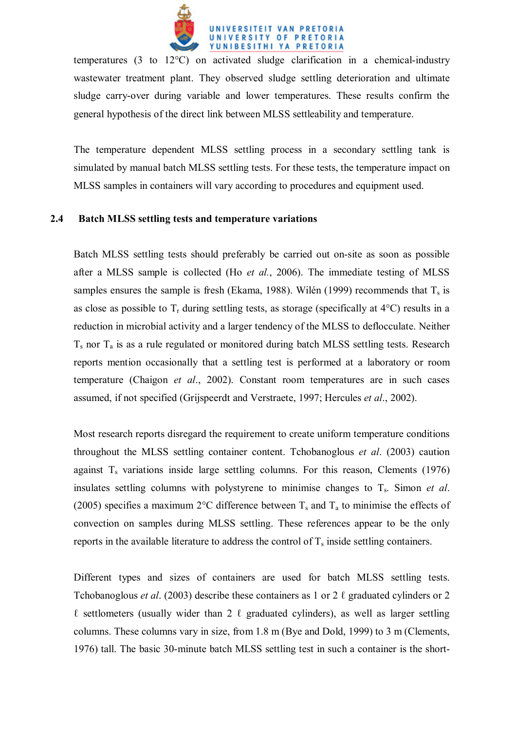temperatures (3 to 12°C) on activated sludge clarification in a chemical-industry wastewater treatment plant. They observed sludge settling deterioration and ultimate sludge carry-over during variable and lower temperatures. These results confirm the general hypothesis of the direct link between MLSS settleability and temperature.

The temperature dependent MLSS settling process in a secondary settling tank is simulated by manual batch MLSS settling tests. For these tests, the temperature impact on MLSS samples in containers will vary according to procedures and equipment used.

## 2.4 Batch MLSS settling tests and temperature variations

Batch MLSS settling tests should preferably be carried out on-site as soon as possible after a MLSS sample is collected (Ho *et al.*, 2006). The immediate testing of MLSS samples ensures the sample is fresh (Ekama, 1988). Wilén (1999) recommends that $T_s$ is as close as possible to $T_r$ during settling tests, as storage (specifically at 4°C) results in a reduction in microbial activity and a larger tendency of the MLSS to deflocculate. Neither $T_s$ nor $T_a$ is as a rule regulated or monitored during batch MLSS settling tests. Research reports mention occasionally that a settling test is performed at a laboratory or room temperature (Chaigon *et al*., 2002). Constant room temperatures are in such cases assumed, if not specified (Grijspeerdt and Verstraete, 1997; Hercules *et al*., 2002).

Most research reports disregard the requirement to create uniform temperature conditions throughout the MLSS settling container content. Tchobanoglous *et al*. (2003) caution against $T_s$ variations inside large settling columns. For this reason, Clements (1976) insulates settling columns with polystyrene to minimise changes to $T_s$. Simon *et al*. (2005) specifies a maximum 2°C difference between $T_s$ and $T_a$ to minimise the effects of convection on samples during MLSS settling. These references appear to be the only reports in the available literature to address the control of $T_s$ inside settling containers.

Different types and sizes of containers are used for batch MLSS settling tests. Tchobanoglous *et al*. (2003) describe these containers as 1 or 2 ℓ graduated cylinders or 2 ℓ settlometers (usually wider than 2 ℓ graduated cylinders), as well as larger settling columns. These columns vary in size, from 1.8 m (Bye and Dold, 1999) to 3 m (Clements, 1976) tall. The basic 30-minute batch MLSS settling test in such a container is the short-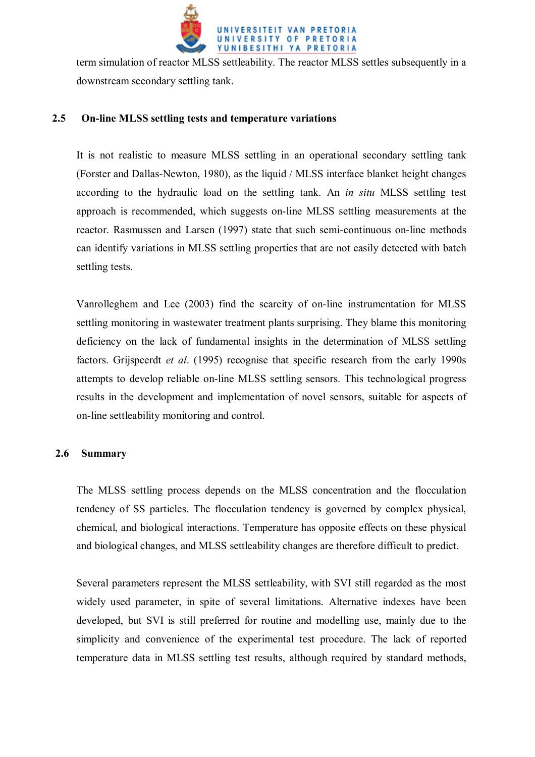term simulation of reactor MLSS settleability. The reactor MLSS settles subsequently in a downstream secondary settling tank.

## 2.5 On-line MLSS settling tests and temperature variations

It is not realistic to measure MLSS settling in an operational secondary settling tank (Forster and Dallas-Newton, 1980), as the liquid / MLSS interface blanket height changes according to the hydraulic load on the settling tank. An *in situ* MLSS settling test approach is recommended, which suggests on-line MLSS settling measurements at the reactor. Rasmussen and Larsen (1997) state that such semi-continuous on-line methods can identify variations in MLSS settling properties that are not easily detected with batch settling tests.

Vanrolleghem and Lee (2003) find the scarcity of on-line instrumentation for MLSS settling monitoring in wastewater treatment plants surprising. They blame this monitoring deficiency on the lack of fundamental insights in the determination of MLSS settling factors. Grijspeerdt *et al*. (1995) recognise that specific research from the early 1990s attempts to develop reliable on-line MLSS settling sensors. This technological progress results in the development and implementation of novel sensors, suitable for aspects of on-line settleability monitoring and control.

## 2.6 Summary

The MLSS settling process depends on the MLSS concentration and the flocculation tendency of SS particles. The flocculation tendency is governed by complex physical, chemical, and biological interactions. Temperature has opposite effects on these physical and biological changes, and MLSS settleability changes are therefore difficult to predict.

Several parameters represent the MLSS settleability, with SVI still regarded as the most widely used parameter, in spite of several limitations. Alternative indexes have been developed, but SVI is still preferred for routine and modelling use, mainly due to the simplicity and convenience of the experimental test procedure. The lack of reported temperature data in MLSS settling test results, although required by standard methods,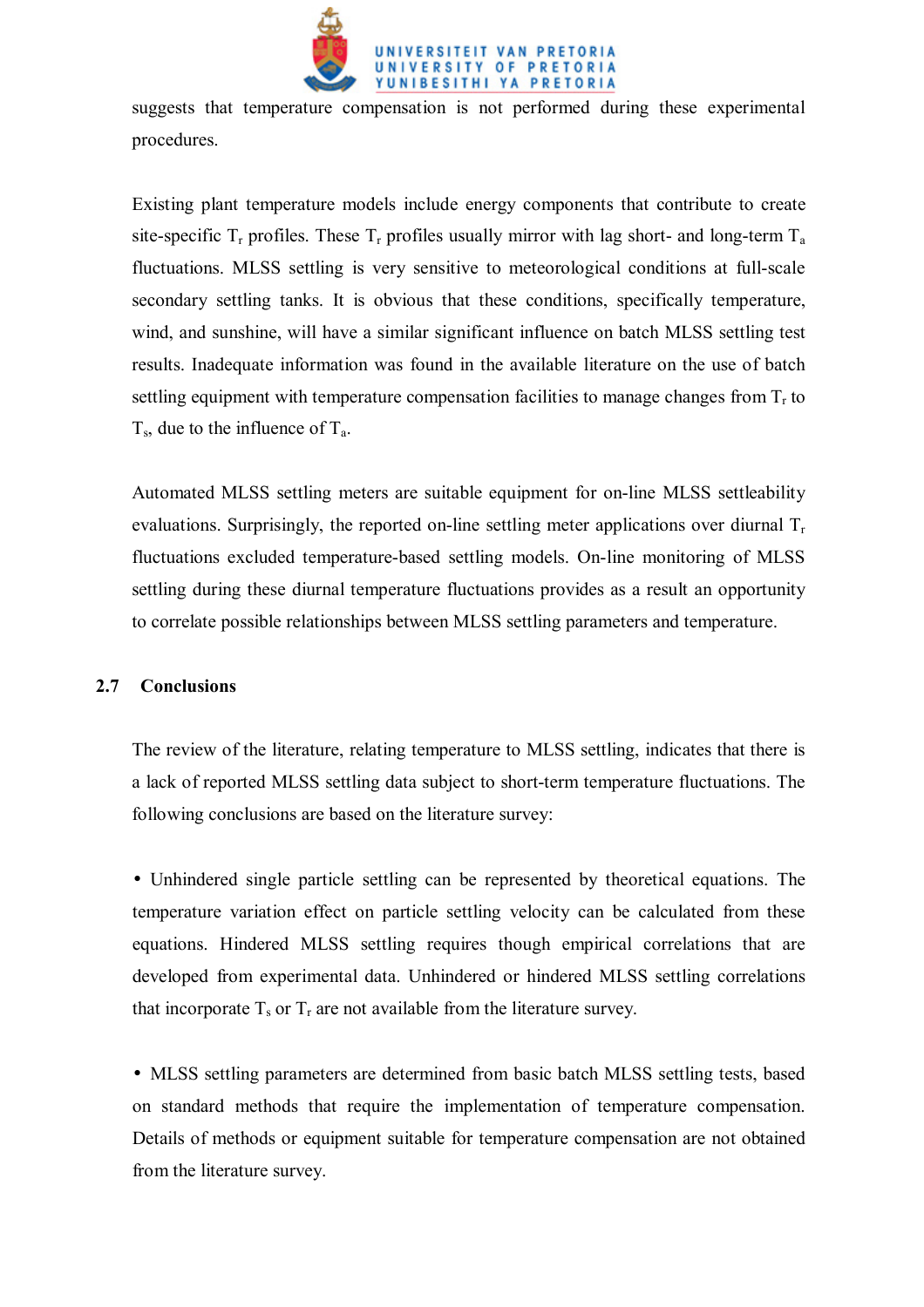suggests that temperature compensation is not performed during these experimental procedures.

Existing plant temperature models include energy components that contribute to create site-specific $T_r$ profiles. These $T_r$ profiles usually mirror with lag short- and long-term $T_a$ fluctuations. MLSS settling is very sensitive to meteorological conditions at full-scale secondary settling tanks. It is obvious that these conditions, specifically temperature, wind, and sunshine, will have a similar significant influence on batch MLSS settling test results. Inadequate information was found in the available literature on the use of batch settling equipment with temperature compensation facilities to manage changes from $T_r$ to $T_s$, due to the influence of $T_a$.

Automated MLSS settling meters are suitable equipment for on-line MLSS settleability evaluations. Surprisingly, the reported on-line settling meter applications over diurnal $T_r$ fluctuations excluded temperature-based settling models. On-line monitoring of MLSS settling during these diurnal temperature fluctuations provides as a result an opportunity to correlate possible relationships between MLSS settling parameters and temperature.

## 2.7 Conclusions

The review of the literature, relating temperature to MLSS settling, indicates that there is a lack of reported MLSS settling data subject to short-term temperature fluctuations. The following conclusions are based on the literature survey:

- Unhindered single particle settling can be represented by theoretical equations. The temperature variation effect on particle settling velocity can be calculated from these equations. Hindered MLSS settling requires though empirical correlations that are developed from experimental data. Unhindered or hindered MLSS settling correlations that incorporate $T_s$ or $T_r$ are not available from the literature survey.

- MLSS settling parameters are determined from basic batch MLSS settling tests, based on standard methods that require the implementation of temperature compensation. Details of methods or equipment suitable for temperature compensation are not obtained from the literature survey.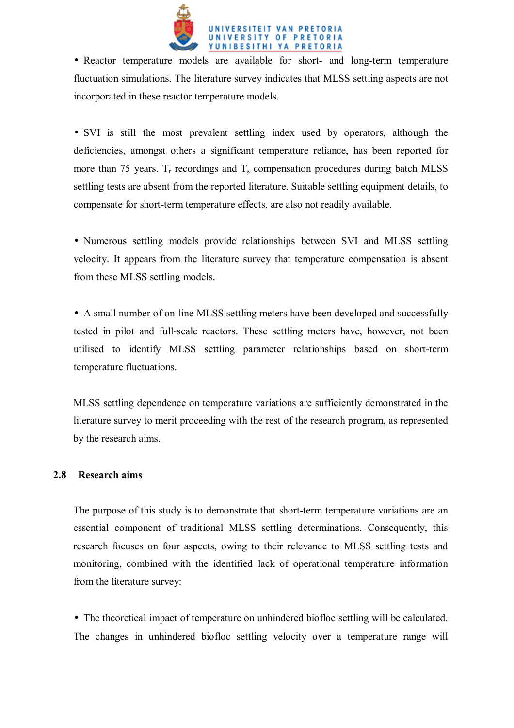- Reactor temperature models are available for short- and long-term temperature fluctuation simulations. The literature survey indicates that MLSS settling aspects are not incorporated in these reactor temperature models.

- SVI is still the most prevalent settling index used by operators, although the deficiencies, amongst others a significant temperature reliance, has been reported for more than 75 years. $T_r$ recordings and $T_s$ compensation procedures during batch MLSS settling tests are absent from the reported literature. Suitable settling equipment details, to compensate for short-term temperature effects, are also not readily available.

- Numerous settling models provide relationships between SVI and MLSS settling velocity. It appears from the literature survey that temperature compensation is absent from these MLSS settling models.

- A small number of on-line MLSS settling meters have been developed and successfully tested in pilot and full-scale reactors. These settling meters have, however, not been utilised to identify MLSS settling parameter relationships based on short-term temperature fluctuations.

MLSS settling dependence on temperature variations are sufficiently demonstrated in the literature survey to merit proceeding with the rest of the research program, as represented by the research aims.

## 2.8 Research aims

The purpose of this study is to demonstrate that short-term temperature variations are an essential component of traditional MLSS settling determinations. Consequently, this research focuses on four aspects, owing to their relevance to MLSS settling tests and monitoring, combined with the identified lack of operational temperature information from the literature survey:

- The theoretical impact of temperature on unhindered biofloc settling will be calculated. The changes in unhindered biofloc settling velocity over a temperature range will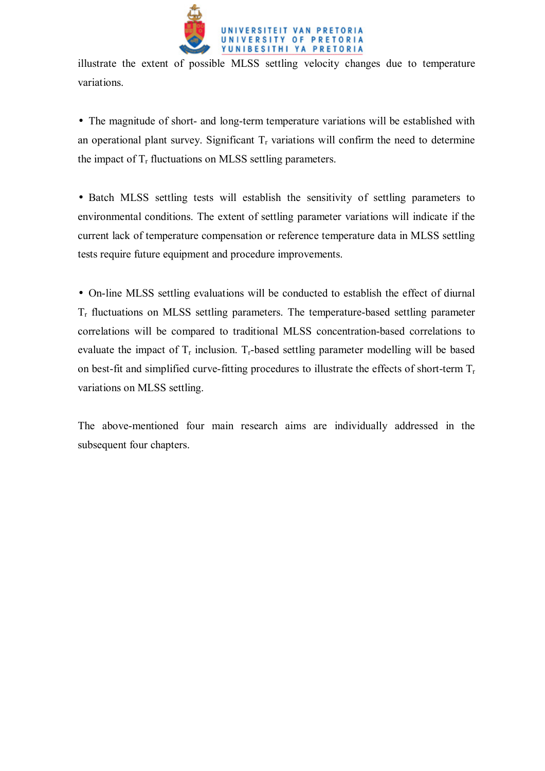illustrate the extent of possible MLSS settling velocity changes due to temperature variations.

- The magnitude of short- and long-term temperature variations will be established with an operational plant survey. Significant $T_r$ variations will confirm the need to determine the impact of $T_r$ fluctuations on MLSS settling parameters.

- Batch MLSS settling tests will establish the sensitivity of settling parameters to environmental conditions. The extent of settling parameter variations will indicate if the current lack of temperature compensation or reference temperature data in MLSS settling tests require future equipment and procedure improvements.

- On-line MLSS settling evaluations will be conducted to establish the effect of diurnal $T_r$ fluctuations on MLSS settling parameters. The temperature-based settling parameter correlations will be compared to traditional MLSS concentration-based correlations to evaluate the impact of $T_r$ inclusion. $T_r$-based settling parameter modelling will be based on best-fit and simplified curve-fitting procedures to illustrate the effects of short-term $T_r$ variations on MLSS settling.

The above-mentioned four main research aims are individually addressed in the subsequent four chapters.